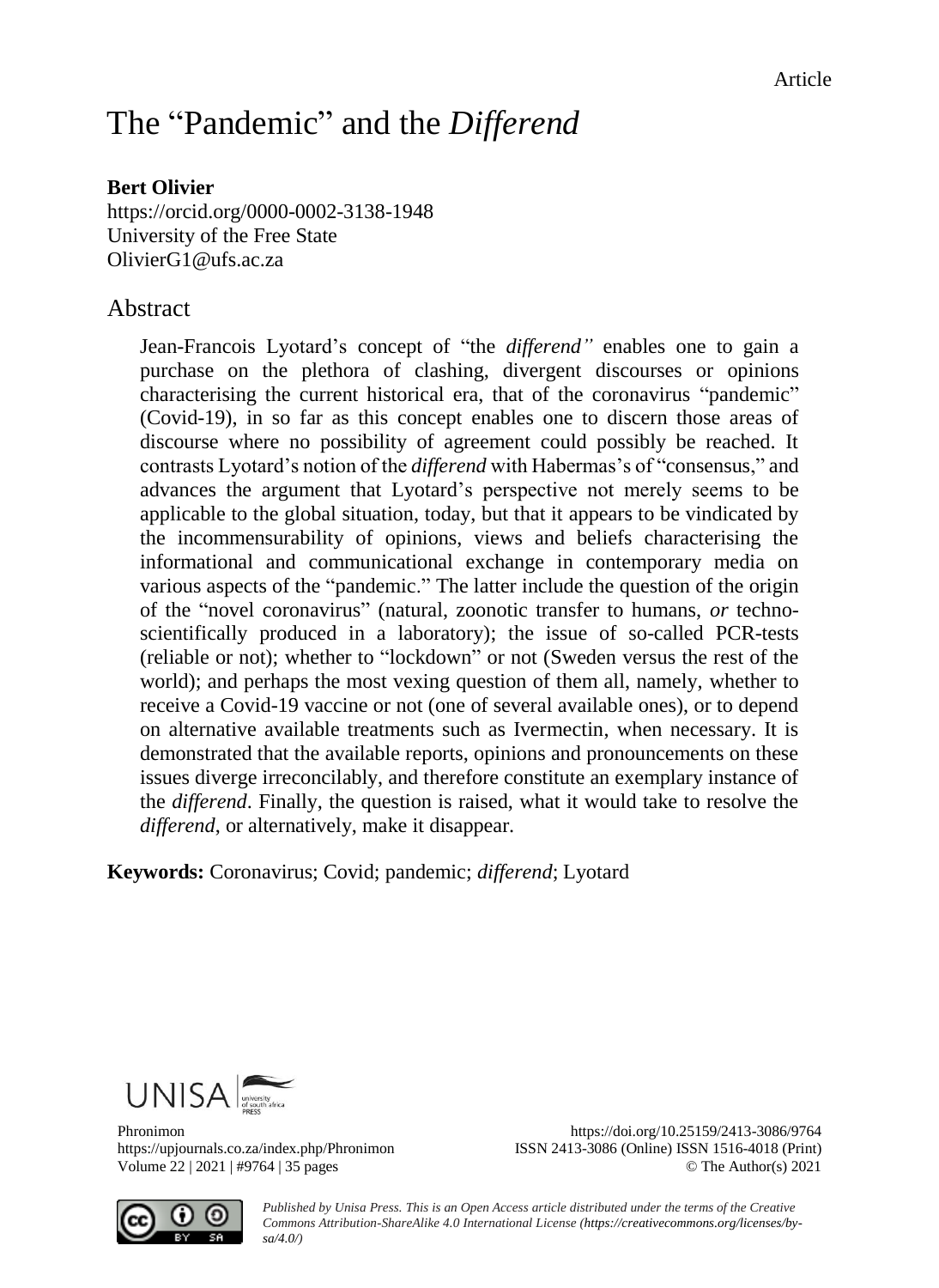Article

# The "Pandemic" and the *Differend*

**Bert Olivier**
https://orcid.org/0000-0002-3138-1948
University of the Free State
OlivierG1@ufs.ac.za

## Abstract

Jean-Francois Lyotard's concept of "the *differend"* enables one to gain a purchase on the plethora of clashing, divergent discourses or opinions characterising the current historical era, that of the coronavirus "pandemic" (Covid-19), in so far as this concept enables one to discern those areas of discourse where no possibility of agreement could possibly be reached. It contrasts Lyotard's notion of the *differend* with Habermas's of "consensus," and advances the argument that Lyotard's perspective not merely seems to be applicable to the global situation, today, but that it appears to be vindicated by the incommensurability of opinions, views and beliefs characterising the informational and communicational exchange in contemporary media on various aspects of the "pandemic." The latter include the question of the origin of the "novel coronavirus" (natural, zoonotic transfer to humans, *or* techno-scientifically produced in a laboratory); the issue of so-called PCR-tests (reliable or not); whether to "lockdown" or not (Sweden versus the rest of the world); and perhaps the most vexing question of them all, namely, whether to receive a Covid-19 vaccine or not (one of several available ones), or to depend on alternative available treatments such as Ivermectin, when necessary. It is demonstrated that the available reports, opinions and pronouncements on these issues diverge irreconcilably, and therefore constitute an exemplary instance of the *differend*. Finally, the question is raised, what it would take to resolve the *differend*, or alternatively, make it disappear.

**Keywords:** Coronavirus; Covid; pandemic; *differend*; Lyotard

Phronimon
https://upjournals.co.za/index.php/Phronimon
Volume 22 | 2021 | #9764 | 35 pages

https://doi.org/10.25159/2413-3086/9764
ISSN 2413-3086 (Online) ISSN 1516-4018 (Print)
© The Author(s) 2021

*Published by Unisa Press. This is an Open Access article distributed under the terms of the Creative Commons Attribution-ShareAlike 4.0 International License (https://creativecommons.org/licenses/by-sa/4.0/)*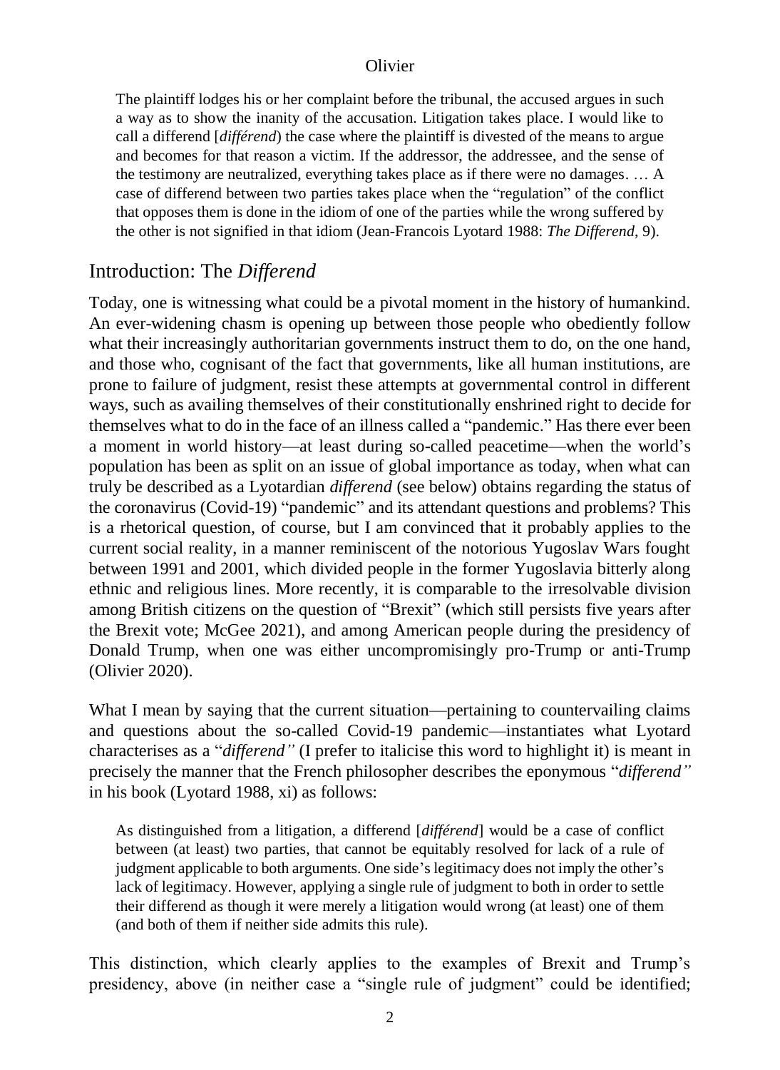> The plaintiff lodges his or her complaint before the tribunal, the accused argues in such a way as to show the inanity of the accusation. Litigation takes place. I would like to call a differend [*différend*) the case where the plaintiff is divested of the means to argue and becomes for that reason a victim. If the addressor, the addressee, and the sense of the testimony are neutralized, everything takes place as if there were no damages. … A case of differend between two parties takes place when the "regulation" of the conflict that opposes them is done in the idiom of one of the parties while the wrong suffered by the other is not signified in that idiom (Jean-Francois Lyotard 1988: *The Differend*, 9).

## Introduction: The *Differend*

Today, one is witnessing what could be a pivotal moment in the history of humankind. An ever-widening chasm is opening up between those people who obediently follow what their increasingly authoritarian governments instruct them to do, on the one hand, and those who, cognisant of the fact that governments, like all human institutions, are prone to failure of judgment, resist these attempts at governmental control in different ways, such as availing themselves of their constitutionally enshrined right to decide for themselves what to do in the face of an illness called a "pandemic." Has there ever been a moment in world history—at least during so-called peacetime—when the world's population has been as split on an issue of global importance as today, when what can truly be described as a Lyotardian *differend* (see below) obtains regarding the status of the coronavirus (Covid-19) "pandemic" and its attendant questions and problems? This is a rhetorical question, of course, but I am convinced that it probably applies to the current social reality, in a manner reminiscent of the notorious Yugoslav Wars fought between 1991 and 2001, which divided people in the former Yugoslavia bitterly along ethnic and religious lines. More recently, it is comparable to the irresolvable division among British citizens on the question of "Brexit" (which still persists five years after the Brexit vote; McGee 2021), and among American people during the presidency of Donald Trump, when one was either uncompromisingly pro-Trump or anti-Trump (Olivier 2020).

What I mean by saying that the current situation—pertaining to countervailing claims and questions about the so-called Covid-19 pandemic—instantiates what Lyotard characterises as a "*differend"* (I prefer to italicise this word to highlight it) is meant in precisely the manner that the French philosopher describes the eponymous "*differend"* in his book (Lyotard 1988, xi) as follows:

> As distinguished from a litigation, a differend [*différend*] would be a case of conflict between (at least) two parties, that cannot be equitably resolved for lack of a rule of judgment applicable to both arguments. One side's legitimacy does not imply the other's lack of legitimacy. However, applying a single rule of judgment to both in order to settle their differend as though it were merely a litigation would wrong (at least) one of them (and both of them if neither side admits this rule).

This distinction, which clearly applies to the examples of Brexit and Trump's presidency, above (in neither case a "single rule of judgment" could be identified;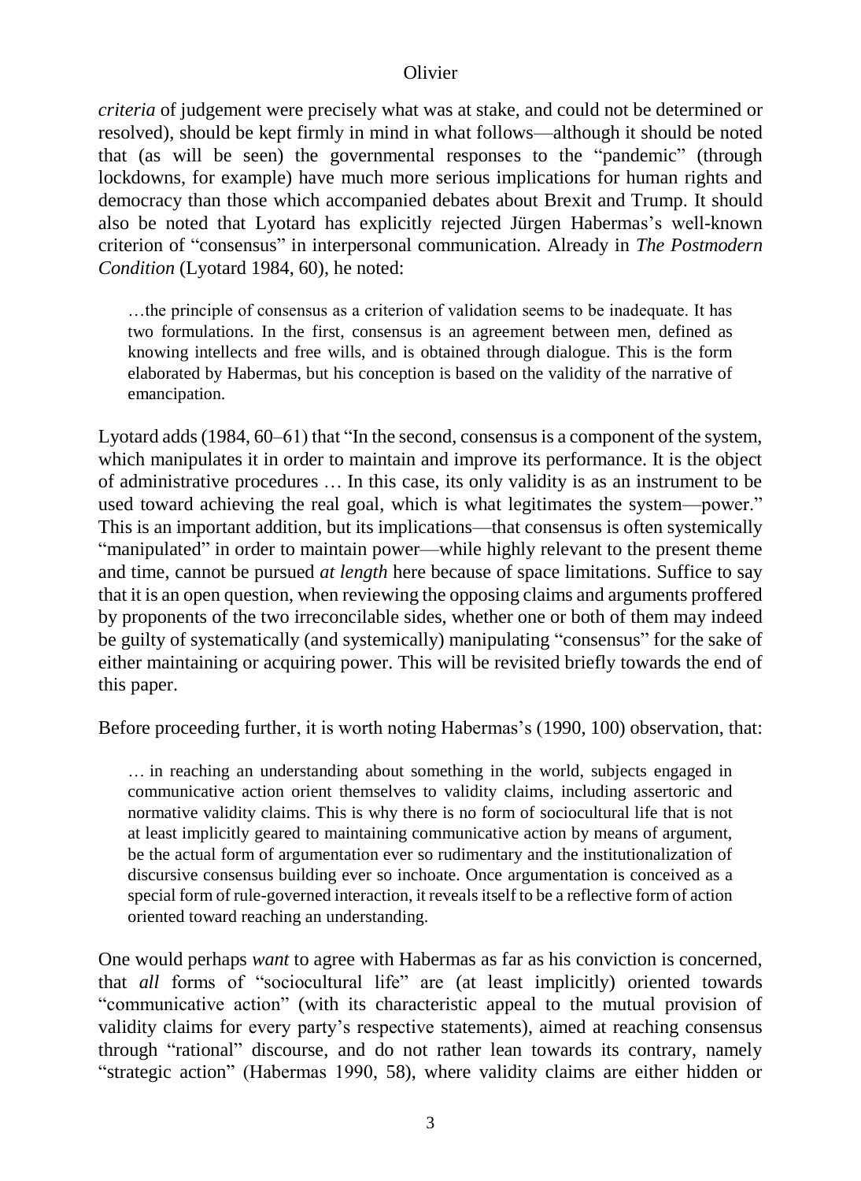*criteria* of judgement were precisely what was at stake, and could not be determined or resolved), should be kept firmly in mind in what follows—although it should be noted that (as will be seen) the governmental responses to the "pandemic" (through lockdowns, for example) have much more serious implications for human rights and democracy than those which accompanied debates about Brexit and Trump. It should also be noted that Lyotard has explicitly rejected Jürgen Habermas's well-known criterion of "consensus" in interpersonal communication. Already in *The Postmodern Condition* (Lyotard 1984, 60), he noted:

> …the principle of consensus as a criterion of validation seems to be inadequate. It has two formulations. In the first, consensus is an agreement between men, defined as knowing intellects and free wills, and is obtained through dialogue. This is the form elaborated by Habermas, but his conception is based on the validity of the narrative of emancipation.

Lyotard adds (1984, 60–61) that "In the second, consensus is a component of the system, which manipulates it in order to maintain and improve its performance. It is the object of administrative procedures … In this case, its only validity is as an instrument to be used toward achieving the real goal, which is what legitimates the system—power." This is an important addition, but its implications—that consensus is often systemically "manipulated" in order to maintain power—while highly relevant to the present theme and time, cannot be pursued *at length* here because of space limitations. Suffice to say that it is an open question, when reviewing the opposing claims and arguments proffered by proponents of the two irreconcilable sides, whether one or both of them may indeed be guilty of systematically (and systemically) manipulating "consensus" for the sake of either maintaining or acquiring power. This will be revisited briefly towards the end of this paper.

Before proceeding further, it is worth noting Habermas's (1990, 100) observation, that:

> … in reaching an understanding about something in the world, subjects engaged in communicative action orient themselves to validity claims, including assertoric and normative validity claims. This is why there is no form of sociocultural life that is not at least implicitly geared to maintaining communicative action by means of argument, be the actual form of argumentation ever so rudimentary and the institutionalization of discursive consensus building ever so inchoate. Once argumentation is conceived as a special form of rule-governed interaction, it reveals itself to be a reflective form of action oriented toward reaching an understanding.

One would perhaps *want* to agree with Habermas as far as his conviction is concerned, that *all* forms of "sociocultural life" are (at least implicitly) oriented towards "communicative action" (with its characteristic appeal to the mutual provision of validity claims for every party's respective statements), aimed at reaching consensus through "rational" discourse, and do not rather lean towards its contrary, namely "strategic action" (Habermas 1990, 58), where validity claims are either hidden or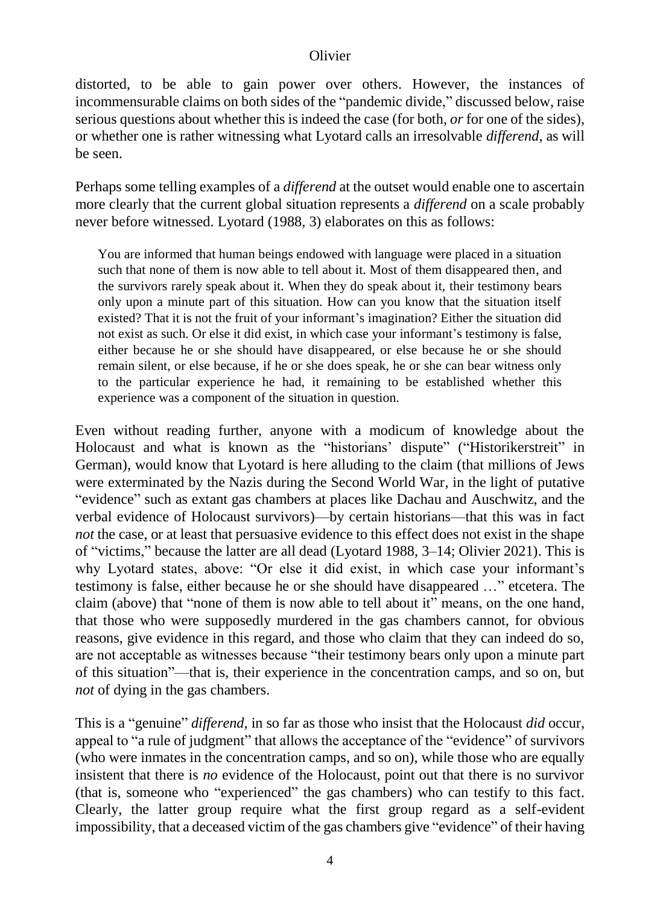distorted, to be able to gain power over others. However, the instances of incommensurable claims on both sides of the "pandemic divide," discussed below, raise serious questions about whether this is indeed the case (for both, *or* for one of the sides), or whether one is rather witnessing what Lyotard calls an irresolvable *differend*, as will be seen.

Perhaps some telling examples of a *differend* at the outset would enable one to ascertain more clearly that the current global situation represents a *differend* on a scale probably never before witnessed. Lyotard (1988, 3) elaborates on this as follows:

> You are informed that human beings endowed with language were placed in a situation such that none of them is now able to tell about it. Most of them disappeared then, and the survivors rarely speak about it. When they do speak about it, their testimony bears only upon a minute part of this situation. How can you know that the situation itself existed? That it is not the fruit of your informant's imagination? Either the situation did not exist as such. Or else it did exist, in which case your informant's testimony is false, either because he or she should have disappeared, or else because he or she should remain silent, or else because, if he or she does speak, he or she can bear witness only to the particular experience he had, it remaining to be established whether this experience was a component of the situation in question.

Even without reading further, anyone with a modicum of knowledge about the Holocaust and what is known as the "historians' dispute" ("Historikerstreit" in German), would know that Lyotard is here alluding to the claim (that millions of Jews were exterminated by the Nazis during the Second World War, in the light of putative "evidence" such as extant gas chambers at places like Dachau and Auschwitz, and the verbal evidence of Holocaust survivors)—by certain historians—that this was in fact *not* the case, or at least that persuasive evidence to this effect does not exist in the shape of "victims," because the latter are all dead (Lyotard 1988, 3–14; Olivier 2021). This is why Lyotard states, above: "Or else it did exist, in which case your informant's testimony is false, either because he or she should have disappeared …" etcetera. The claim (above) that "none of them is now able to tell about it" means, on the one hand, that those who were supposedly murdered in the gas chambers cannot, for obvious reasons, give evidence in this regard, and those who claim that they can indeed do so, are not acceptable as witnesses because "their testimony bears only upon a minute part of this situation"—that is, their experience in the concentration camps, and so on, but *not* of dying in the gas chambers.

This is a "genuine" *differend*, in so far as those who insist that the Holocaust *did* occur, appeal to "a rule of judgment" that allows the acceptance of the "evidence" of survivors (who were inmates in the concentration camps, and so on), while those who are equally insistent that there is *no* evidence of the Holocaust, point out that there is no survivor (that is, someone who "experienced" the gas chambers) who can testify to this fact. Clearly, the latter group require what the first group regard as a self-evident impossibility, that a deceased victim of the gas chambers give "evidence" of their having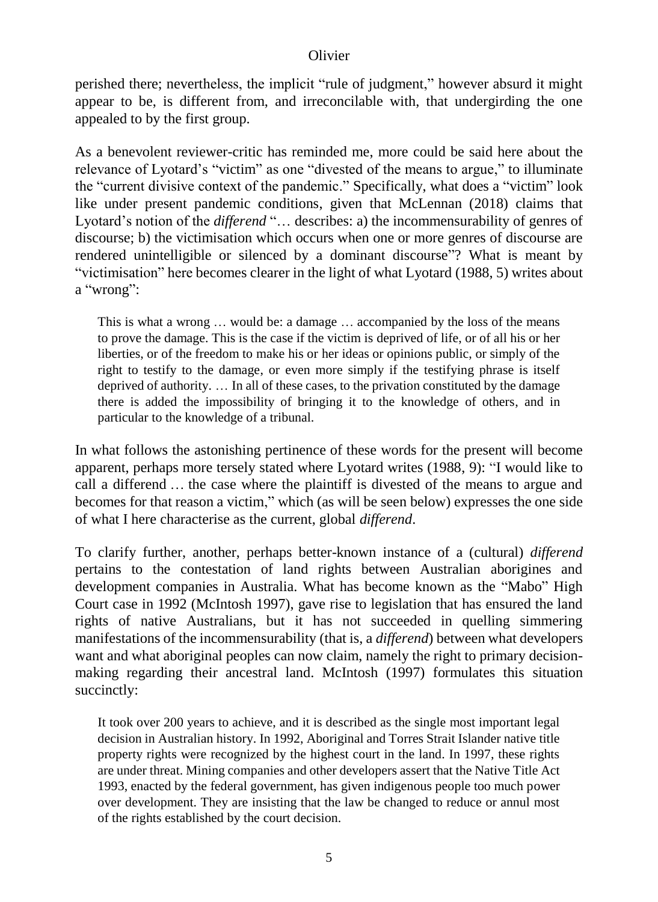perished there; nevertheless, the implicit "rule of judgment," however absurd it might appear to be, is different from, and irreconcilable with, that undergirding the one appealed to by the first group.

As a benevolent reviewer-critic has reminded me, more could be said here about the relevance of Lyotard's "victim" as one "divested of the means to argue," to illuminate the "current divisive context of the pandemic." Specifically, what does a "victim" look like under present pandemic conditions, given that McLennan (2018) claims that Lyotard's notion of the *differend* "… describes: a) the incommensurability of genres of discourse; b) the victimisation which occurs when one or more genres of discourse are rendered unintelligible or silenced by a dominant discourse"? What is meant by "victimisation" here becomes clearer in the light of what Lyotard (1988, 5) writes about a "wrong":

> This is what a wrong … would be: a damage … accompanied by the loss of the means to prove the damage. This is the case if the victim is deprived of life, or of all his or her liberties, or of the freedom to make his or her ideas or opinions public, or simply of the right to testify to the damage, or even more simply if the testifying phrase is itself deprived of authority. … In all of these cases, to the privation constituted by the damage there is added the impossibility of bringing it to the knowledge of others, and in particular to the knowledge of a tribunal.

In what follows the astonishing pertinence of these words for the present will become apparent, perhaps more tersely stated where Lyotard writes (1988, 9): "I would like to call a differend … the case where the plaintiff is divested of the means to argue and becomes for that reason a victim," which (as will be seen below) expresses the one side of what I here characterise as the current, global *differend*.

To clarify further, another, perhaps better-known instance of a (cultural) *differend* pertains to the contestation of land rights between Australian aborigines and development companies in Australia. What has become known as the "Mabo" High Court case in 1992 (McIntosh 1997), gave rise to legislation that has ensured the land rights of native Australians, but it has not succeeded in quelling simmering manifestations of the incommensurability (that is, a *differend*) between what developers want and what aboriginal peoples can now claim, namely the right to primary decision-making regarding their ancestral land. McIntosh (1997) formulates this situation succinctly:

> It took over 200 years to achieve, and it is described as the single most important legal decision in Australian history. In 1992, Aboriginal and Torres Strait Islander native title property rights were recognized by the highest court in the land. In 1997, these rights are under threat. Mining companies and other developers assert that the Native Title Act 1993, enacted by the federal government, has given indigenous people too much power over development. They are insisting that the law be changed to reduce or annul most of the rights established by the court decision.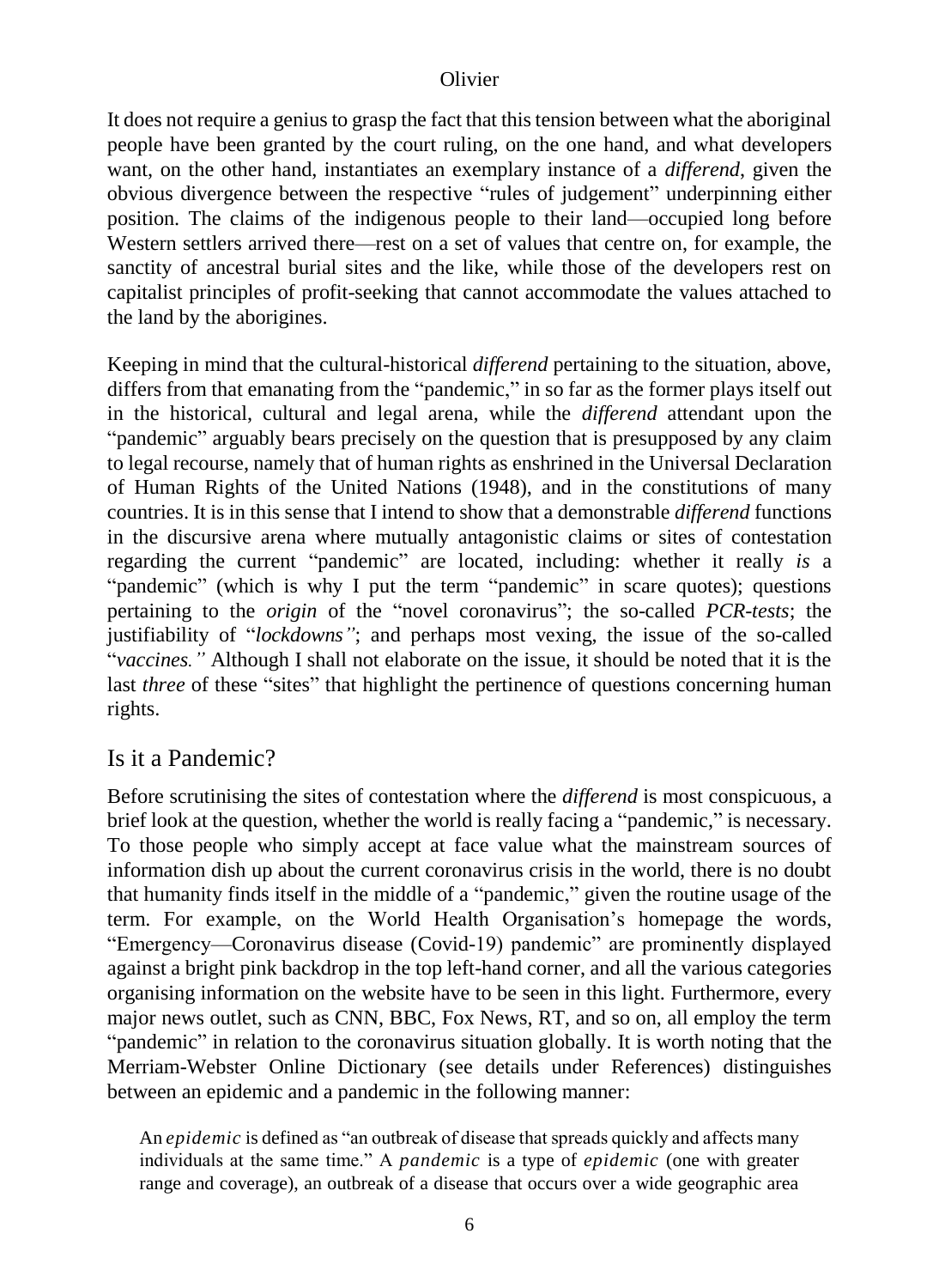It does not require a genius to grasp the fact that this tension between what the aboriginal people have been granted by the court ruling, on the one hand, and what developers want, on the other hand, instantiates an exemplary instance of a *differend*, given the obvious divergence between the respective "rules of judgement" underpinning either position. The claims of the indigenous people to their land—occupied long before Western settlers arrived there—rest on a set of values that centre on, for example, the sanctity of ancestral burial sites and the like, while those of the developers rest on capitalist principles of profit-seeking that cannot accommodate the values attached to the land by the aborigines.

Keeping in mind that the cultural-historical *differend* pertaining to the situation, above, differs from that emanating from the "pandemic," in so far as the former plays itself out in the historical, cultural and legal arena, while the *differend* attendant upon the "pandemic" arguably bears precisely on the question that is presupposed by any claim to legal recourse, namely that of human rights as enshrined in the Universal Declaration of Human Rights of the United Nations (1948), and in the constitutions of many countries. It is in this sense that I intend to show that a demonstrable *differend* functions in the discursive arena where mutually antagonistic claims or sites of contestation regarding the current "pandemic" are located, including: whether it really *is* a "pandemic" (which is why I put the term "pandemic" in scare quotes); questions pertaining to the *origin* of the "novel coronavirus"; the so-called *PCR-tests*; the justifiability of "*lockdowns"*; and perhaps most vexing, the issue of the so-called "*vaccines."* Although I shall not elaborate on the issue, it should be noted that it is the last *three* of these "sites" that highlight the pertinence of questions concerning human rights.

## Is it a Pandemic?

Before scrutinising the sites of contestation where the *differend* is most conspicuous, a brief look at the question, whether the world is really facing a "pandemic," is necessary. To those people who simply accept at face value what the mainstream sources of information dish up about the current coronavirus crisis in the world, there is no doubt that humanity finds itself in the middle of a "pandemic," given the routine usage of the term. For example, on the World Health Organisation's homepage the words, "Emergency—Coronavirus disease (Covid-19) pandemic" are prominently displayed against a bright pink backdrop in the top left-hand corner, and all the various categories organising information on the website have to be seen in this light. Furthermore, every major news outlet, such as CNN, BBC, Fox News, RT, and so on, all employ the term "pandemic" in relation to the coronavirus situation globally. It is worth noting that the Merriam-Webster Online Dictionary (see details under References) distinguishes between an epidemic and a pandemic in the following manner:

> An *epidemic* is defined as "an outbreak of disease that spreads quickly and affects many individuals at the same time." A *pandemic* is a type of *epidemic* (one with greater range and coverage), an outbreak of a disease that occurs over a wide geographic area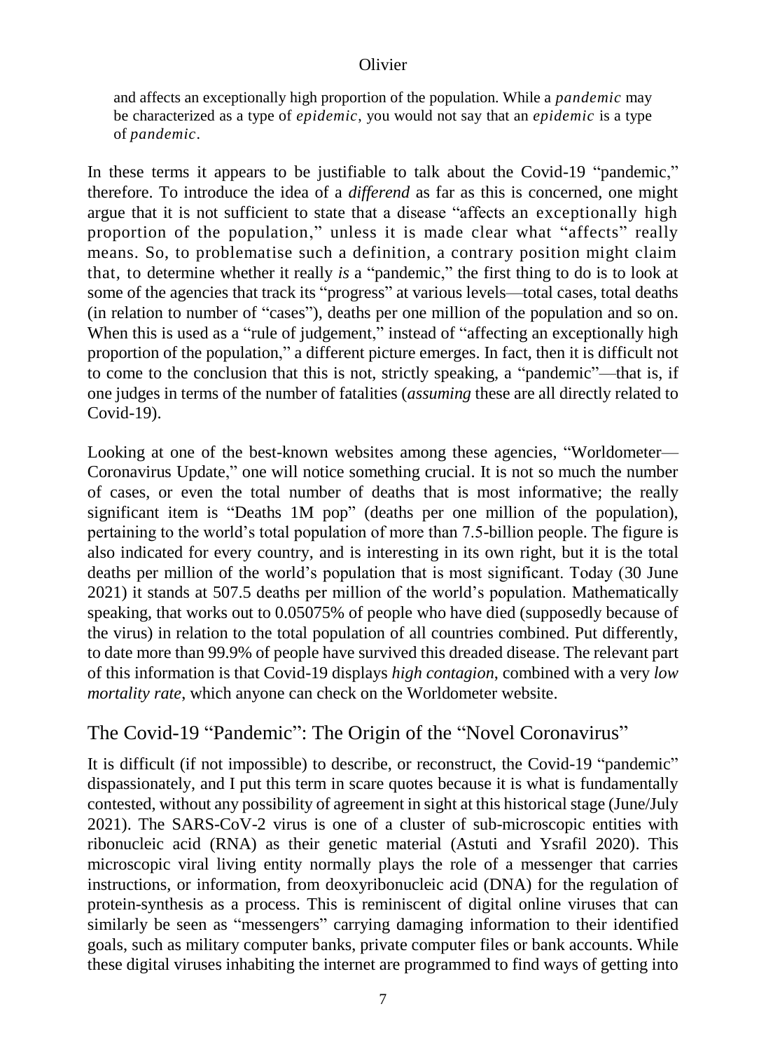and affects an exceptionally high proportion of the population. While a *pandemic* may be characterized as a type of *epidemic*, you would not say that an *epidemic* is a type of *pandemic*.

In these terms it appears to be justifiable to talk about the Covid-19 "pandemic," therefore. To introduce the idea of a *differend* as far as this is concerned, one might argue that it is not sufficient to state that a disease "affects an exceptionally high proportion of the population," unless it is made clear what "affects" really means. So, to problematise such a definition, a contrary position might claim that, to determine whether it really *is* a "pandemic," the first thing to do is to look at some of the agencies that track its "progress" at various levels—total cases, total deaths (in relation to number of "cases"), deaths per one million of the population and so on. When this is used as a "rule of judgement," instead of "affecting an exceptionally high proportion of the population," a different picture emerges. In fact, then it is difficult not to come to the conclusion that this is not, strictly speaking, a "pandemic"—that is, if one judges in terms of the number of fatalities (*assuming* these are all directly related to Covid-19).

Looking at one of the best-known websites among these agencies, "Worldometer—Coronavirus Update," one will notice something crucial. It is not so much the number of cases, or even the total number of deaths that is most informative; the really significant item is "Deaths 1M pop" (deaths per one million of the population), pertaining to the world's total population of more than 7.5-billion people. The figure is also indicated for every country, and is interesting in its own right, but it is the total deaths per million of the world's population that is most significant. Today (30 June 2021) it stands at 507.5 deaths per million of the world's population. Mathematically speaking, that works out to 0.05075% of people who have died (supposedly because of the virus) in relation to the total population of all countries combined. Put differently, to date more than 99.9% of people have survived this dreaded disease. The relevant part of this information is that Covid-19 displays *high contagion*, combined with a very *low mortality rate*, which anyone can check on the Worldometer website.

## The Covid-19 "Pandemic": The Origin of the "Novel Coronavirus"

It is difficult (if not impossible) to describe, or reconstruct, the Covid-19 "pandemic" dispassionately, and I put this term in scare quotes because it is what is fundamentally contested, without any possibility of agreement in sight at this historical stage (June/July 2021). The SARS-CoV-2 virus is one of a cluster of sub-microscopic entities with ribonucleic acid (RNA) as their genetic material (Astuti and Ysrafil 2020). This microscopic viral living entity normally plays the role of a messenger that carries instructions, or information, from deoxyribonucleic acid (DNA) for the regulation of protein-synthesis as a process. This is reminiscent of digital online viruses that can similarly be seen as "messengers" carrying damaging information to their identified goals, such as military computer banks, private computer files or bank accounts. While these digital viruses inhabiting the internet are programmed to find ways of getting into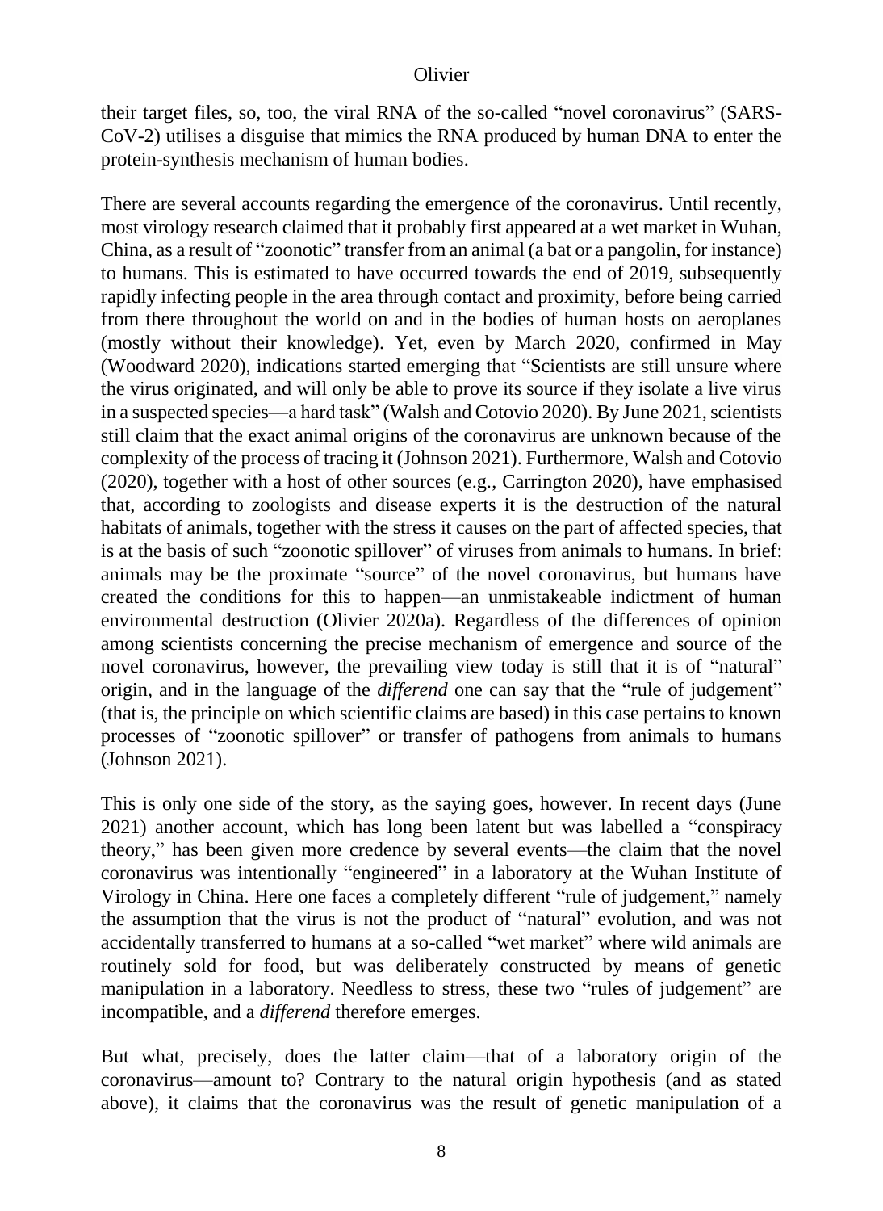their target files, so, too, the viral RNA of the so-called "novel coronavirus" (SARS-CoV-2) utilises a disguise that mimics the RNA produced by human DNA to enter the protein-synthesis mechanism of human bodies.

There are several accounts regarding the emergence of the coronavirus. Until recently, most virology research claimed that it probably first appeared at a wet market in Wuhan, China, as a result of "zoonotic" transfer from an animal (a bat or a pangolin, for instance) to humans. This is estimated to have occurred towards the end of 2019, subsequently rapidly infecting people in the area through contact and proximity, before being carried from there throughout the world on and in the bodies of human hosts on aeroplanes (mostly without their knowledge). Yet, even by March 2020, confirmed in May (Woodward 2020), indications started emerging that "Scientists are still unsure where the virus originated, and will only be able to prove its source if they isolate a live virus in a suspected species—a hard task" (Walsh and Cotovio 2020). By June 2021, scientists still claim that the exact animal origins of the coronavirus are unknown because of the complexity of the process of tracing it (Johnson 2021). Furthermore, Walsh and Cotovio (2020), together with a host of other sources (e.g., Carrington 2020), have emphasised that, according to zoologists and disease experts it is the destruction of the natural habitats of animals, together with the stress it causes on the part of affected species, that is at the basis of such "zoonotic spillover" of viruses from animals to humans. In brief: animals may be the proximate "source" of the novel coronavirus, but humans have created the conditions for this to happen—an unmistakeable indictment of human environmental destruction (Olivier 2020a). Regardless of the differences of opinion among scientists concerning the precise mechanism of emergence and source of the novel coronavirus, however, the prevailing view today is still that it is of "natural" origin, and in the language of the *differend* one can say that the "rule of judgement" (that is, the principle on which scientific claims are based) in this case pertains to known processes of "zoonotic spillover" or transfer of pathogens from animals to humans (Johnson 2021).

This is only one side of the story, as the saying goes, however. In recent days (June 2021) another account, which has long been latent but was labelled a "conspiracy theory," has been given more credence by several events—the claim that the novel coronavirus was intentionally "engineered" in a laboratory at the Wuhan Institute of Virology in China. Here one faces a completely different "rule of judgement," namely the assumption that the virus is not the product of "natural" evolution, and was not accidentally transferred to humans at a so-called "wet market" where wild animals are routinely sold for food, but was deliberately constructed by means of genetic manipulation in a laboratory. Needless to stress, these two "rules of judgement" are incompatible, and a *differend* therefore emerges.

But what, precisely, does the latter claim—that of a laboratory origin of the coronavirus—amount to? Contrary to the natural origin hypothesis (and as stated above), it claims that the coronavirus was the result of genetic manipulation of a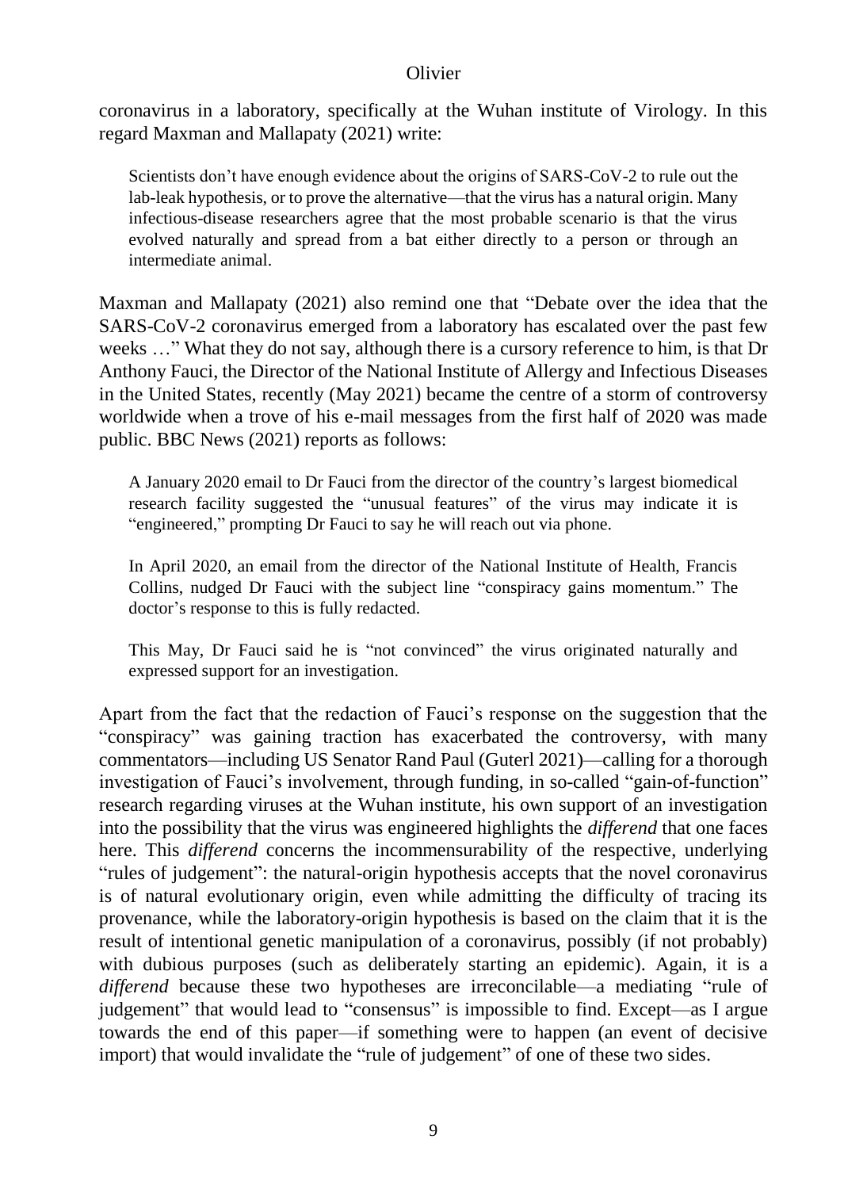coronavirus in a laboratory, specifically at the Wuhan institute of Virology. In this regard Maxman and Mallapaty (2021) write:

> Scientists don't have enough evidence about the origins of SARS-CoV-2 to rule out the lab-leak hypothesis, or to prove the alternative—that the virus has a natural origin. Many infectious-disease researchers agree that the most probable scenario is that the virus evolved naturally and spread from a bat either directly to a person or through an intermediate animal.

Maxman and Mallapaty (2021) also remind one that "Debate over the idea that the SARS-CoV-2 coronavirus emerged from a laboratory has escalated over the past few weeks …" What they do not say, although there is a cursory reference to him, is that Dr Anthony Fauci, the Director of the National Institute of Allergy and Infectious Diseases in the United States, recently (May 2021) became the centre of a storm of controversy worldwide when a trove of his e-mail messages from the first half of 2020 was made public. BBC News (2021) reports as follows:

> A January 2020 email to Dr Fauci from the director of the country's largest biomedical research facility suggested the "unusual features" of the virus may indicate it is "engineered," prompting Dr Fauci to say he will reach out via phone.
>
> In April 2020, an email from the director of the National Institute of Health, Francis Collins, nudged Dr Fauci with the subject line "conspiracy gains momentum." The doctor's response to this is fully redacted.
>
> This May, Dr Fauci said he is "not convinced" the virus originated naturally and expressed support for an investigation.

Apart from the fact that the redaction of Fauci's response on the suggestion that the "conspiracy" was gaining traction has exacerbated the controversy, with many commentators—including US Senator Rand Paul (Guterl 2021)—calling for a thorough investigation of Fauci's involvement, through funding, in so-called "gain-of-function" research regarding viruses at the Wuhan institute, his own support of an investigation into the possibility that the virus was engineered highlights the *differend* that one faces here. This *differend* concerns the incommensurability of the respective, underlying "rules of judgement": the natural-origin hypothesis accepts that the novel coronavirus is of natural evolutionary origin, even while admitting the difficulty of tracing its provenance, while the laboratory-origin hypothesis is based on the claim that it is the result of intentional genetic manipulation of a coronavirus, possibly (if not probably) with dubious purposes (such as deliberately starting an epidemic). Again, it is a *differend* because these two hypotheses are irreconcilable—a mediating "rule of judgement" that would lead to "consensus" is impossible to find. Except—as I argue towards the end of this paper—if something were to happen (an event of decisive import) that would invalidate the "rule of judgement" of one of these two sides.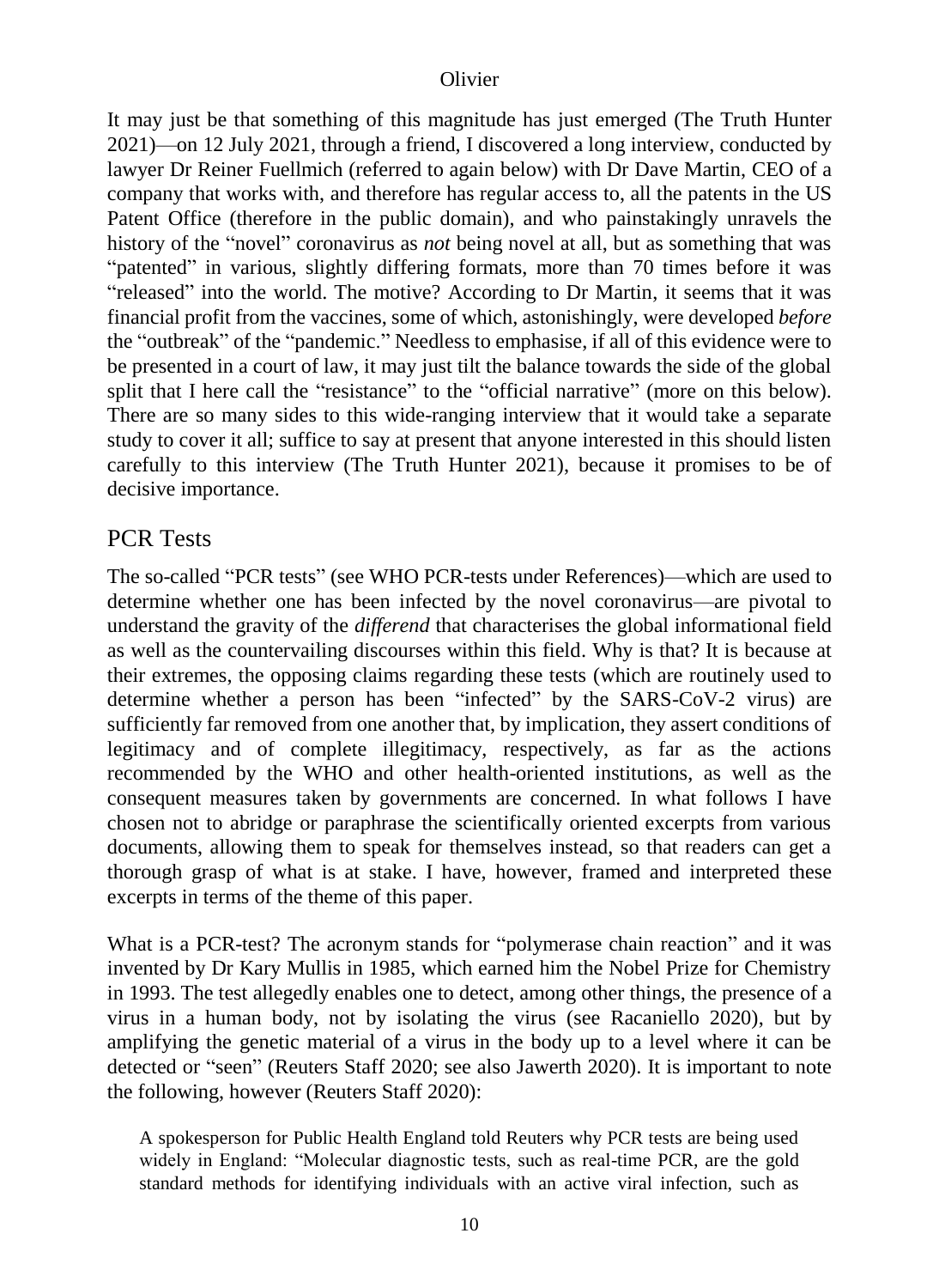It may just be that something of this magnitude has just emerged (The Truth Hunter 2021)—on 12 July 2021, through a friend, I discovered a long interview, conducted by lawyer Dr Reiner Fuellmich (referred to again below) with Dr Dave Martin, CEO of a company that works with, and therefore has regular access to, all the patents in the US Patent Office (therefore in the public domain), and who painstakingly unravels the history of the "novel" coronavirus as *not* being novel at all, but as something that was "patented" in various, slightly differing formats, more than 70 times before it was "released" into the world. The motive? According to Dr Martin, it seems that it was financial profit from the vaccines, some of which, astonishingly, were developed *before* the "outbreak" of the "pandemic." Needless to emphasise, if all of this evidence were to be presented in a court of law, it may just tilt the balance towards the side of the global split that I here call the "resistance" to the "official narrative" (more on this below). There are so many sides to this wide-ranging interview that it would take a separate study to cover it all; suffice to say at present that anyone interested in this should listen carefully to this interview (The Truth Hunter 2021), because it promises to be of decisive importance.

## PCR Tests

The so-called "PCR tests" (see WHO PCR-tests under References)—which are used to determine whether one has been infected by the novel coronavirus—are pivotal to understand the gravity of the *differend* that characterises the global informational field as well as the countervailing discourses within this field. Why is that? It is because at their extremes, the opposing claims regarding these tests (which are routinely used to determine whether a person has been "infected" by the SARS-CoV-2 virus) are sufficiently far removed from one another that, by implication, they assert conditions of legitimacy and of complete illegitimacy, respectively, as far as the actions recommended by the WHO and other health-oriented institutions, as well as the consequent measures taken by governments are concerned. In what follows I have chosen not to abridge or paraphrase the scientifically oriented excerpts from various documents, allowing them to speak for themselves instead, so that readers can get a thorough grasp of what is at stake. I have, however, framed and interpreted these excerpts in terms of the theme of this paper.

What is a PCR-test? The acronym stands for "polymerase chain reaction" and it was invented by Dr Kary Mullis in 1985, which earned him the Nobel Prize for Chemistry in 1993. The test allegedly enables one to detect, among other things, the presence of a virus in a human body, not by isolating the virus (see Racaniello 2020), but by amplifying the genetic material of a virus in the body up to a level where it can be detected or "seen" (Reuters Staff 2020; see also Jawerth 2020). It is important to note the following, however (Reuters Staff 2020):

> A spokesperson for Public Health England told Reuters why PCR tests are being used widely in England: "Molecular diagnostic tests, such as real-time PCR, are the gold standard methods for identifying individuals with an active viral infection, such as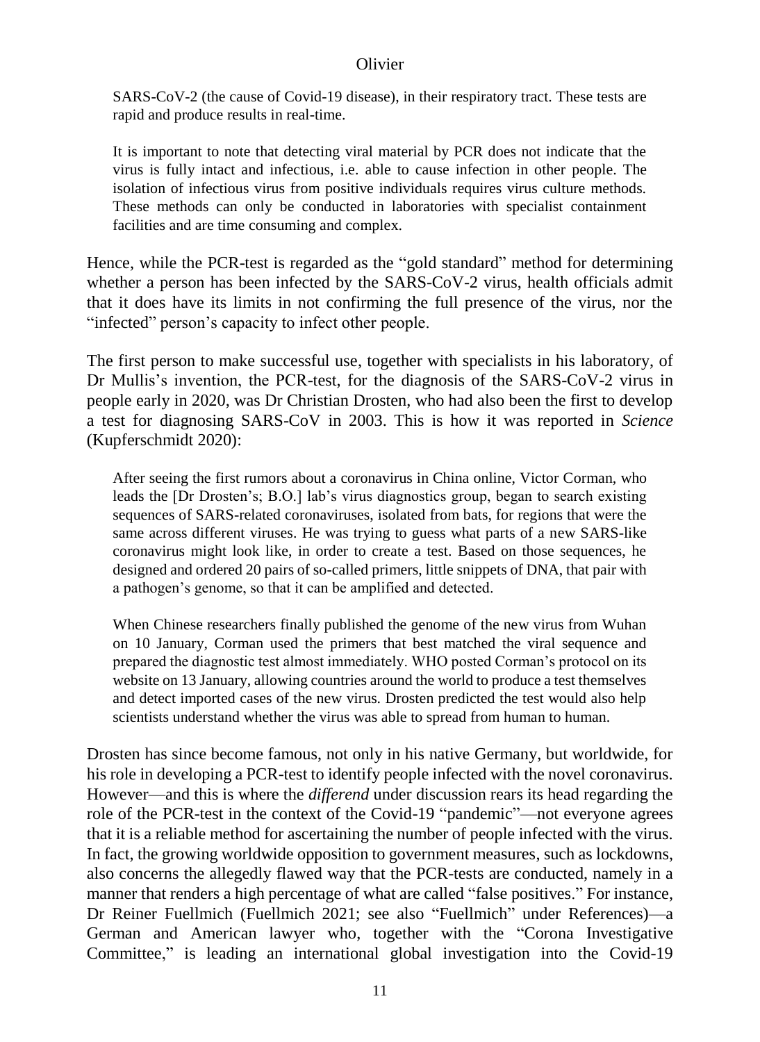> SARS-CoV-2 (the cause of Covid-19 disease), in their respiratory tract. These tests are rapid and produce results in real-time.
>
> It is important to note that detecting viral material by PCR does not indicate that the virus is fully intact and infectious, i.e. able to cause infection in other people. The isolation of infectious virus from positive individuals requires virus culture methods. These methods can only be conducted in laboratories with specialist containment facilities and are time consuming and complex.

Hence, while the PCR-test is regarded as the "gold standard" method for determining whether a person has been infected by the SARS-CoV-2 virus, health officials admit that it does have its limits in not confirming the full presence of the virus, nor the "infected" person's capacity to infect other people.

The first person to make successful use, together with specialists in his laboratory, of Dr Mullis's invention, the PCR-test, for the diagnosis of the SARS-CoV-2 virus in people early in 2020, was Dr Christian Drosten, who had also been the first to develop a test for diagnosing SARS-CoV in 2003. This is how it was reported in *Science* (Kupferschmidt 2020):

> After seeing the first rumors about a coronavirus in China online, Victor Corman, who leads the [Dr Drosten's; B.O.] lab's virus diagnostics group, began to search existing sequences of SARS-related coronaviruses, isolated from bats, for regions that were the same across different viruses. He was trying to guess what parts of a new SARS-like coronavirus might look like, in order to create a test. Based on those sequences, he designed and ordered 20 pairs of so-called primers, little snippets of DNA, that pair with a pathogen's genome, so that it can be amplified and detected.
>
> When Chinese researchers finally published the genome of the new virus from Wuhan on 10 January, Corman used the primers that best matched the viral sequence and prepared the diagnostic test almost immediately. WHO posted Corman's protocol on its website on 13 January, allowing countries around the world to produce a test themselves and detect imported cases of the new virus. Drosten predicted the test would also help scientists understand whether the virus was able to spread from human to human.

Drosten has since become famous, not only in his native Germany, but worldwide, for his role in developing a PCR-test to identify people infected with the novel coronavirus. However—and this is where the *differend* under discussion rears its head regarding the role of the PCR-test in the context of the Covid-19 "pandemic"—not everyone agrees that it is a reliable method for ascertaining the number of people infected with the virus. In fact, the growing worldwide opposition to government measures, such as lockdowns, also concerns the allegedly flawed way that the PCR-tests are conducted, namely in a manner that renders a high percentage of what are called "false positives." For instance, Dr Reiner Fuellmich (Fuellmich 2021; see also "Fuellmich" under References)—a German and American lawyer who, together with the "Corona Investigative Committee," is leading an international global investigation into the Covid-19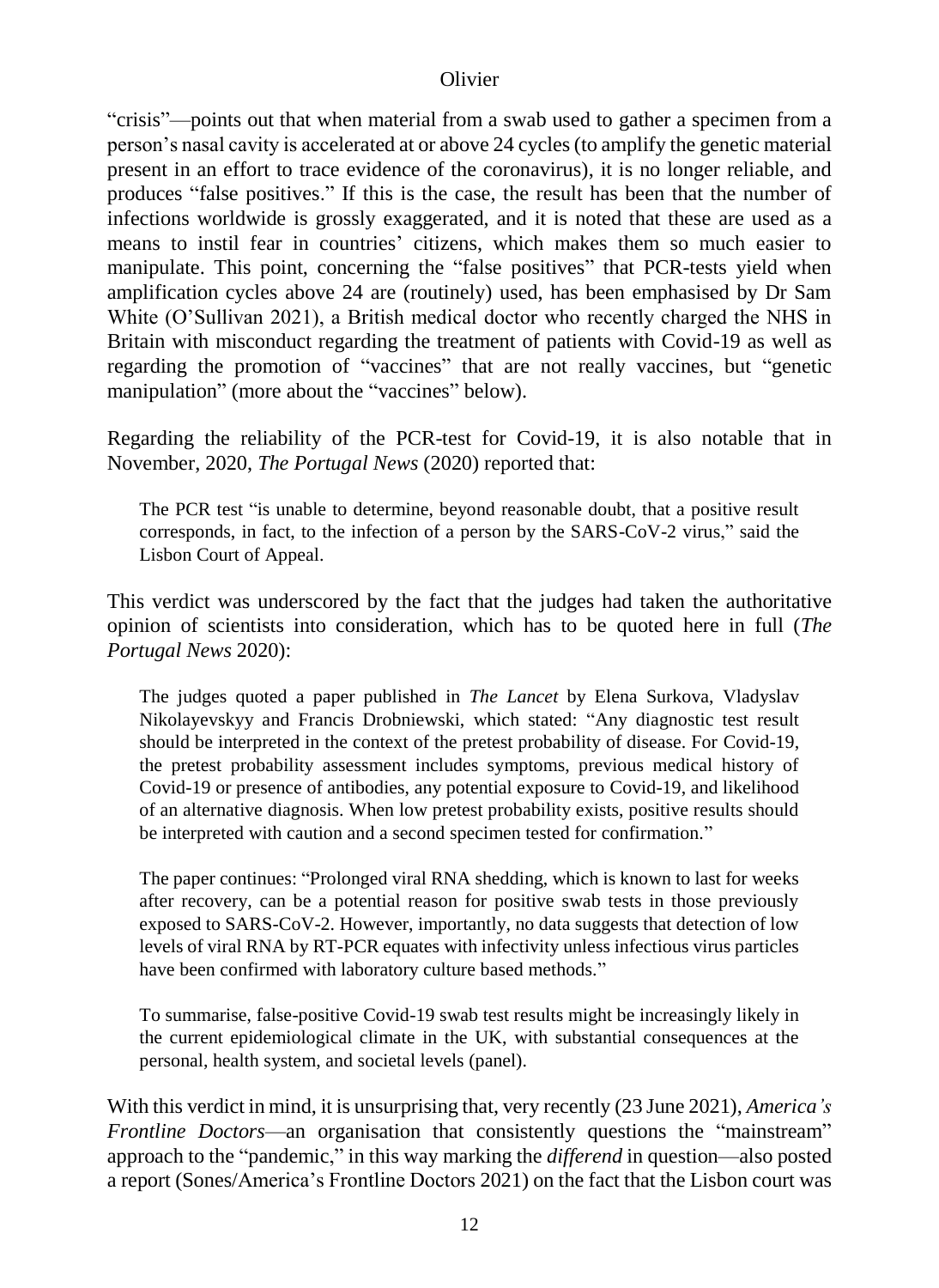"crisis"—points out that when material from a swab used to gather a specimen from a person's nasal cavity is accelerated at or above 24 cycles (to amplify the genetic material present in an effort to trace evidence of the coronavirus), it is no longer reliable, and produces "false positives." If this is the case, the result has been that the number of infections worldwide is grossly exaggerated, and it is noted that these are used as a means to instil fear in countries' citizens, which makes them so much easier to manipulate. This point, concerning the "false positives" that PCR-tests yield when amplification cycles above 24 are (routinely) used, has been emphasised by Dr Sam White (O'Sullivan 2021), a British medical doctor who recently charged the NHS in Britain with misconduct regarding the treatment of patients with Covid-19 as well as regarding the promotion of "vaccines" that are not really vaccines, but "genetic manipulation" (more about the "vaccines" below).

Regarding the reliability of the PCR-test for Covid-19, it is also notable that in November, 2020, *The Portugal News* (2020) reported that:

> The PCR test "is unable to determine, beyond reasonable doubt, that a positive result corresponds, in fact, to the infection of a person by the SARS-CoV-2 virus," said the Lisbon Court of Appeal.

This verdict was underscored by the fact that the judges had taken the authoritative opinion of scientists into consideration, which has to be quoted here in full (*The Portugal News* 2020):

> The judges quoted a paper published in *The Lancet* by Elena Surkova, Vladyslav Nikolayevskyy and Francis Drobniewski, which stated: "Any diagnostic test result should be interpreted in the context of the pretest probability of disease. For Covid-19, the pretest probability assessment includes symptoms, previous medical history of Covid-19 or presence of antibodies, any potential exposure to Covid-19, and likelihood of an alternative diagnosis. When low pretest probability exists, positive results should be interpreted with caution and a second specimen tested for confirmation."
>
> The paper continues: "Prolonged viral RNA shedding, which is known to last for weeks after recovery, can be a potential reason for positive swab tests in those previously exposed to SARS-CoV-2. However, importantly, no data suggests that detection of low levels of viral RNA by RT-PCR equates with infectivity unless infectious virus particles have been confirmed with laboratory culture based methods."
>
> To summarise, false-positive Covid-19 swab test results might be increasingly likely in the current epidemiological climate in the UK, with substantial consequences at the personal, health system, and societal levels (panel).

With this verdict in mind, it is unsurprising that, very recently (23 June 2021), *America's Frontline Doctors*—an organisation that consistently questions the "mainstream" approach to the "pandemic," in this way marking the *differend* in question—also posted a report (Sones/America's Frontline Doctors 2021) on the fact that the Lisbon court was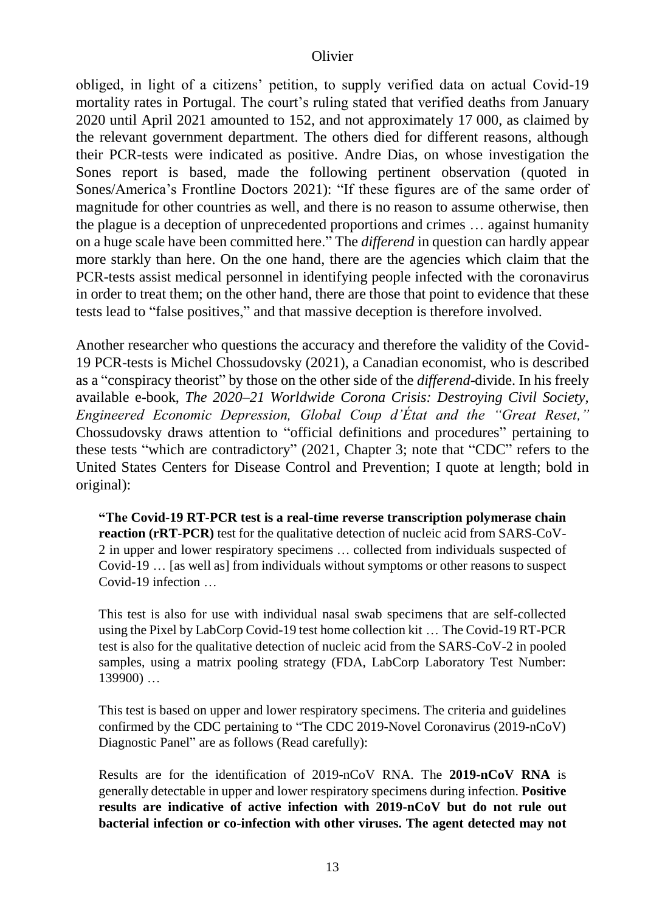obliged, in light of a citizens' petition, to supply verified data on actual Covid-19 mortality rates in Portugal. The court's ruling stated that verified deaths from January 2020 until April 2021 amounted to 152, and not approximately 17 000, as claimed by the relevant government department. The others died for different reasons, although their PCR-tests were indicated as positive. Andre Dias, on whose investigation the Sones report is based, made the following pertinent observation (quoted in Sones/America's Frontline Doctors 2021): "If these figures are of the same order of magnitude for other countries as well, and there is no reason to assume otherwise, then the plague is a deception of unprecedented proportions and crimes … against humanity on a huge scale have been committed here." The *differend* in question can hardly appear more starkly than here. On the one hand, there are the agencies which claim that the PCR-tests assist medical personnel in identifying people infected with the coronavirus in order to treat them; on the other hand, there are those that point to evidence that these tests lead to "false positives," and that massive deception is therefore involved.

Another researcher who questions the accuracy and therefore the validity of the Covid-19 PCR-tests is Michel Chossudovsky (2021), a Canadian economist, who is described as a "conspiracy theorist" by those on the other side of the *differend*-divide. In his freely available e-book, *The 2020–21 Worldwide Corona Crisis: Destroying Civil Society, Engineered Economic Depression, Global Coup d'État and the "Great Reset,"* Chossudovsky draws attention to "official definitions and procedures" pertaining to these tests "which are contradictory" (2021, Chapter 3; note that "CDC" refers to the United States Centers for Disease Control and Prevention; I quote at length; bold in original):

> **"The Covid-19 RT-PCR test is a real-time reverse transcription polymerase chain reaction (rRT-PCR)** test for the qualitative detection of nucleic acid from SARS-CoV-2 in upper and lower respiratory specimens … collected from individuals suspected of Covid-19 … [as well as] from individuals without symptoms or other reasons to suspect Covid-19 infection …
>
> This test is also for use with individual nasal swab specimens that are self-collected using the Pixel by LabCorp Covid-19 test home collection kit … The Covid-19 RT-PCR test is also for the qualitative detection of nucleic acid from the SARS-CoV-2 in pooled samples, using a matrix pooling strategy (FDA, LabCorp Laboratory Test Number: 139900) …
>
> This test is based on upper and lower respiratory specimens. The criteria and guidelines confirmed by the CDC pertaining to "The CDC 2019-Novel Coronavirus (2019-nCoV) Diagnostic Panel" are as follows (Read carefully):
>
> Results are for the identification of 2019-nCoV RNA. The **2019-nCoV RNA** is generally detectable in upper and lower respiratory specimens during infection. **Positive results are indicative of active infection with 2019-nCoV but do not rule out bacterial infection or co-infection with other viruses. The agent detected may not**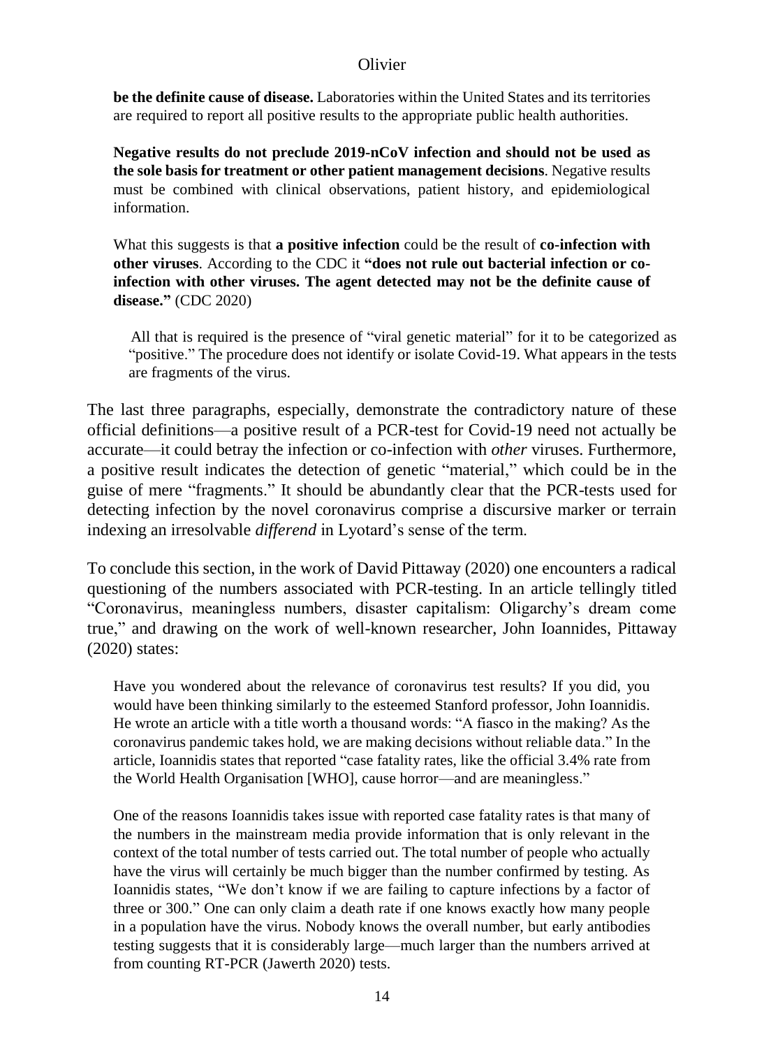**be the definite cause of disease.** Laboratories within the United States and its territories are required to report all positive results to the appropriate public health authorities.

> **Negative results do not preclude 2019-nCoV infection and should not be used as the sole basis for treatment or other patient management decisions**. Negative results must be combined with clinical observations, patient history, and epidemiological information.
>
> What this suggests is that **a positive infection** could be the result of **co-infection with other viruses**. According to the CDC it **"does not rule out bacterial infection or co-infection with other viruses. The agent detected may not be the definite cause of disease."** (CDC 2020)
>
> All that is required is the presence of "viral genetic material" for it to be categorized as "positive." The procedure does not identify or isolate Covid-19. What appears in the tests are fragments of the virus.

The last three paragraphs, especially, demonstrate the contradictory nature of these official definitions—a positive result of a PCR-test for Covid-19 need not actually be accurate—it could betray the infection or co-infection with *other* viruses. Furthermore, a positive result indicates the detection of genetic "material," which could be in the guise of mere "fragments." It should be abundantly clear that the PCR-tests used for detecting infection by the novel coronavirus comprise a discursive marker or terrain indexing an irresolvable *differend* in Lyotard's sense of the term.

To conclude this section, in the work of David Pittaway (2020) one encounters a radical questioning of the numbers associated with PCR-testing. In an article tellingly titled "Coronavirus, meaningless numbers, disaster capitalism: Oligarchy's dream come true," and drawing on the work of well-known researcher, John Ioannides, Pittaway (2020) states:

> Have you wondered about the relevance of coronavirus test results? If you did, you would have been thinking similarly to the esteemed Stanford professor, John Ioannidis. He wrote an article with a title worth a thousand words: "A fiasco in the making? As the coronavirus pandemic takes hold, we are making decisions without reliable data." In the article, Ioannidis states that reported "case fatality rates, like the official 3.4% rate from the World Health Organisation [WHO], cause horror—and are meaningless."
>
> One of the reasons Ioannidis takes issue with reported case fatality rates is that many of the numbers in the mainstream media provide information that is only relevant in the context of the total number of tests carried out. The total number of people who actually have the virus will certainly be much bigger than the number confirmed by testing. As Ioannidis states, "We don't know if we are failing to capture infections by a factor of three or 300." One can only claim a death rate if one knows exactly how many people in a population have the virus. Nobody knows the overall number, but early antibodies testing suggests that it is considerably large—much larger than the numbers arrived at from counting RT-PCR (Jawerth 2020) tests.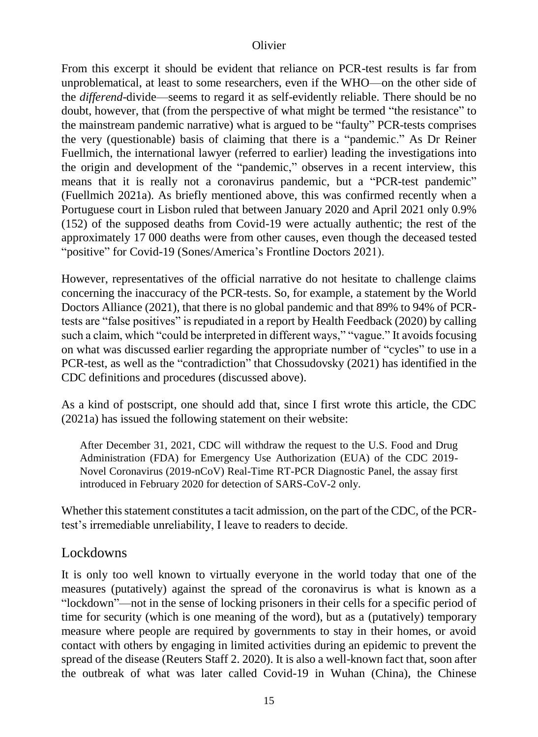From this excerpt it should be evident that reliance on PCR-test results is far from unproblematical, at least to some researchers, even if the WHO—on the other side of the *differend*-divide—seems to regard it as self-evidently reliable. There should be no doubt, however, that (from the perspective of what might be termed "the resistance" to the mainstream pandemic narrative) what is argued to be "faulty" PCR-tests comprises the very (questionable) basis of claiming that there is a "pandemic." As Dr Reiner Fuellmich, the international lawyer (referred to earlier) leading the investigations into the origin and development of the "pandemic," observes in a recent interview, this means that it is really not a coronavirus pandemic, but a "PCR-test pandemic" (Fuellmich 2021a). As briefly mentioned above, this was confirmed recently when a Portuguese court in Lisbon ruled that between January 2020 and April 2021 only 0.9% (152) of the supposed deaths from Covid-19 were actually authentic; the rest of the approximately 17 000 deaths were from other causes, even though the deceased tested "positive" for Covid-19 (Sones/America's Frontline Doctors 2021).

However, representatives of the official narrative do not hesitate to challenge claims concerning the inaccuracy of the PCR-tests. So, for example, a statement by the World Doctors Alliance (2021), that there is no global pandemic and that 89% to 94% of PCR-tests are "false positives" is repudiated in a report by Health Feedback (2020) by calling such a claim, which "could be interpreted in different ways," "vague." It avoids focusing on what was discussed earlier regarding the appropriate number of "cycles" to use in a PCR-test, as well as the "contradiction" that Chossudovsky (2021) has identified in the CDC definitions and procedures (discussed above).

As a kind of postscript, one should add that, since I first wrote this article, the CDC (2021a) has issued the following statement on their website:

> After December 31, 2021, CDC will withdraw the request to the U.S. Food and Drug Administration (FDA) for Emergency Use Authorization (EUA) of the CDC 2019-Novel Coronavirus (2019-nCoV) Real-Time RT-PCR Diagnostic Panel, the assay first introduced in February 2020 for detection of SARS-CoV-2 only.

Whether this statement constitutes a tacit admission, on the part of the CDC, of the PCR-test's irremediable unreliability, I leave to readers to decide.

## Lockdowns

It is only too well known to virtually everyone in the world today that one of the measures (putatively) against the spread of the coronavirus is what is known as a "lockdown"—not in the sense of locking prisoners in their cells for a specific period of time for security (which is one meaning of the word), but as a (putatively) temporary measure where people are required by governments to stay in their homes, or avoid contact with others by engaging in limited activities during an epidemic to prevent the spread of the disease (Reuters Staff 2. 2020). It is also a well-known fact that, soon after the outbreak of what was later called Covid-19 in Wuhan (China), the Chinese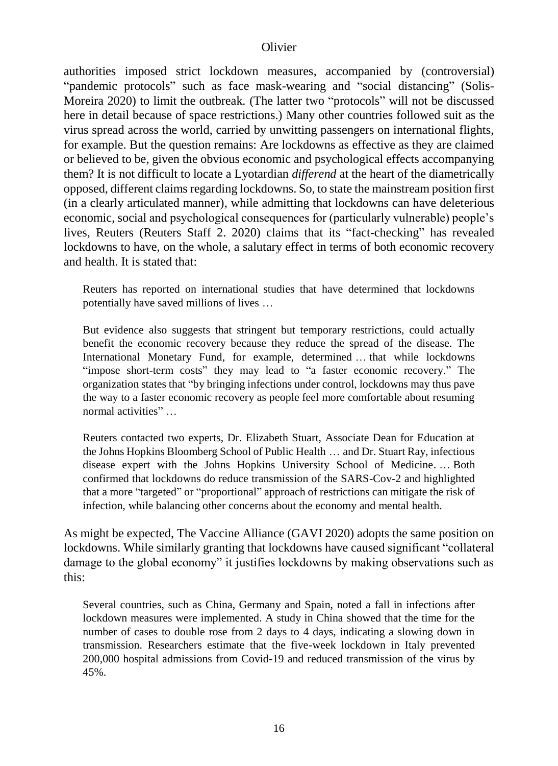authorities imposed strict lockdown measures, accompanied by (controversial) "pandemic protocols" such as face mask-wearing and "social distancing" (Solis-Moreira 2020) to limit the outbreak. (The latter two "protocols" will not be discussed here in detail because of space restrictions.) Many other countries followed suit as the virus spread across the world, carried by unwitting passengers on international flights, for example. But the question remains: Are lockdowns as effective as they are claimed or believed to be, given the obvious economic and psychological effects accompanying them? It is not difficult to locate a Lyotardian *differend* at the heart of the diametrically opposed, different claims regarding lockdowns. So, to state the mainstream position first (in a clearly articulated manner), while admitting that lockdowns can have deleterious economic, social and psychological consequences for (particularly vulnerable) people's lives, Reuters (Reuters Staff 2. 2020) claims that its "fact-checking" has revealed lockdowns to have, on the whole, a salutary effect in terms of both economic recovery and health. It is stated that:

> Reuters has reported on international studies that have determined that lockdowns potentially have saved millions of lives …
>
> But evidence also suggests that stringent but temporary restrictions, could actually benefit the economic recovery because they reduce the spread of the disease. The International Monetary Fund, for example, determined … that while lockdowns "impose short-term costs" they may lead to "a faster economic recovery." The organization states that "by bringing infections under control, lockdowns may thus pave the way to a faster economic recovery as people feel more comfortable about resuming normal activities" …
>
> Reuters contacted two experts, Dr. Elizabeth Stuart, Associate Dean for Education at the Johns Hopkins Bloomberg School of Public Health … and Dr. Stuart Ray, infectious disease expert with the Johns Hopkins University School of Medicine. … Both confirmed that lockdowns do reduce transmission of the SARS-Cov-2 and highlighted that a more "targeted" or "proportional" approach of restrictions can mitigate the risk of infection, while balancing other concerns about the economy and mental health.

As might be expected, The Vaccine Alliance (GAVI 2020) adopts the same position on lockdowns. While similarly granting that lockdowns have caused significant "collateral damage to the global economy" it justifies lockdowns by making observations such as this:

> Several countries, such as China, Germany and Spain, noted a fall in infections after lockdown measures were implemented. A study in China showed that the time for the number of cases to double rose from 2 days to 4 days, indicating a slowing down in transmission. Researchers estimate that the five-week lockdown in Italy prevented 200,000 hospital admissions from Covid-19 and reduced transmission of the virus by 45%.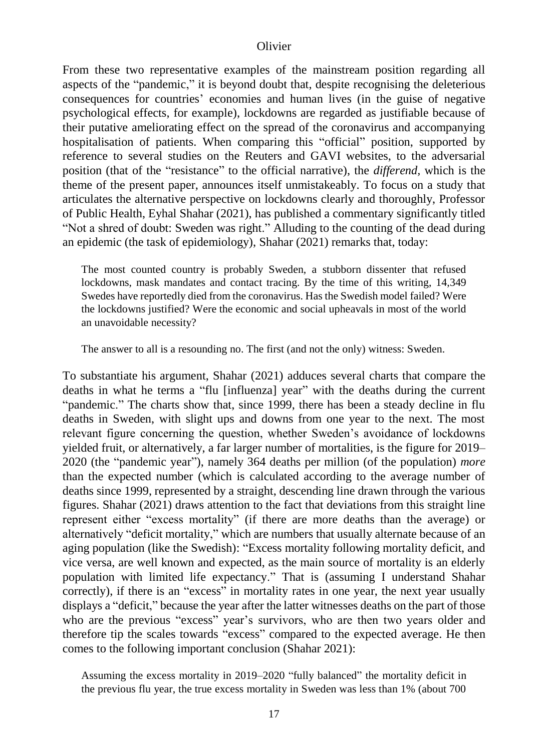From these two representative examples of the mainstream position regarding all aspects of the "pandemic," it is beyond doubt that, despite recognising the deleterious consequences for countries' economies and human lives (in the guise of negative psychological effects, for example), lockdowns are regarded as justifiable because of their putative ameliorating effect on the spread of the coronavirus and accompanying hospitalisation of patients. When comparing this "official" position, supported by reference to several studies on the Reuters and GAVI websites, to the adversarial position (that of the "resistance" to the official narrative), the *differend*, which is the theme of the present paper, announces itself unmistakeably. To focus on a study that articulates the alternative perspective on lockdowns clearly and thoroughly, Professor of Public Health, Eyhal Shahar (2021), has published a commentary significantly titled "Not a shred of doubt: Sweden was right." Alluding to the counting of the dead during an epidemic (the task of epidemiology), Shahar (2021) remarks that, today:

> The most counted country is probably Sweden, a stubborn dissenter that refused lockdowns, mask mandates and contact tracing. By the time of this writing, 14,349 Swedes have reportedly died from the coronavirus. Has the Swedish model failed? Were the lockdowns justified? Were the economic and social upheavals in most of the world an unavoidable necessity?
>
> The answer to all is a resounding no. The first (and not the only) witness: Sweden.

To substantiate his argument, Shahar (2021) adduces several charts that compare the deaths in what he terms a "flu [influenza] year" with the deaths during the current "pandemic." The charts show that, since 1999, there has been a steady decline in flu deaths in Sweden, with slight ups and downs from one year to the next. The most relevant figure concerning the question, whether Sweden's avoidance of lockdowns yielded fruit, or alternatively, a far larger number of mortalities, is the figure for 2019–2020 (the "pandemic year"), namely 364 deaths per million (of the population) *more* than the expected number (which is calculated according to the average number of deaths since 1999, represented by a straight, descending line drawn through the various figures. Shahar (2021) draws attention to the fact that deviations from this straight line represent either "excess mortality" (if there are more deaths than the average) or alternatively "deficit mortality," which are numbers that usually alternate because of an aging population (like the Swedish): "Excess mortality following mortality deficit, and vice versa, are well known and expected, as the main source of mortality is an elderly population with limited life expectancy." That is (assuming I understand Shahar correctly), if there is an "excess" in mortality rates in one year, the next year usually displays a "deficit," because the year after the latter witnesses deaths on the part of those who are the previous "excess" year's survivors, who are then two years older and therefore tip the scales towards "excess" compared to the expected average. He then comes to the following important conclusion (Shahar 2021):

> Assuming the excess mortality in 2019–2020 "fully balanced" the mortality deficit in the previous flu year, the true excess mortality in Sweden was less than 1% (about 700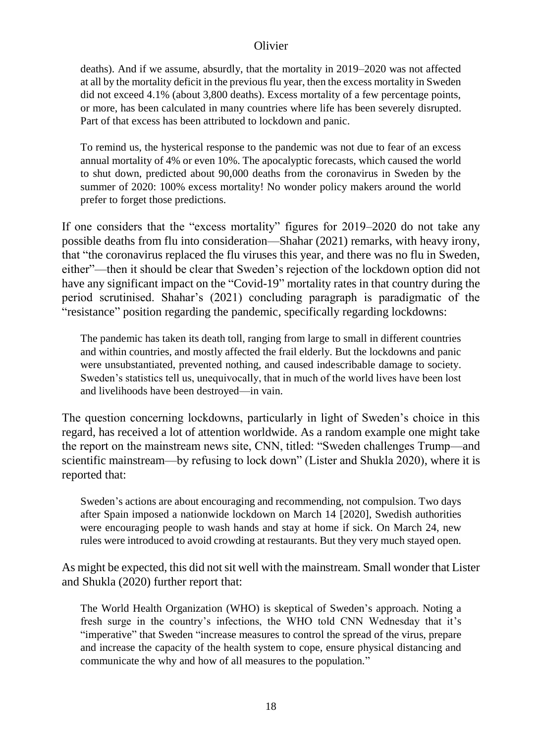> deaths). And if we assume, absurdly, that the mortality in 2019–2020 was not affected at all by the mortality deficit in the previous flu year, then the excess mortality in Sweden did not exceed 4.1% (about 3,800 deaths). Excess mortality of a few percentage points, or more, has been calculated in many countries where life has been severely disrupted. Part of that excess has been attributed to lockdown and panic.
>
> To remind us, the hysterical response to the pandemic was not due to fear of an excess annual mortality of 4% or even 10%. The apocalyptic forecasts, which caused the world to shut down, predicted about 90,000 deaths from the coronavirus in Sweden by the summer of 2020: 100% excess mortality! No wonder policy makers around the world prefer to forget those predictions.

If one considers that the "excess mortality" figures for 2019–2020 do not take any possible deaths from flu into consideration—Shahar (2021) remarks, with heavy irony, that "the coronavirus replaced the flu viruses this year, and there was no flu in Sweden, either"—then it should be clear that Sweden's rejection of the lockdown option did not have any significant impact on the "Covid-19" mortality rates in that country during the period scrutinised. Shahar's (2021) concluding paragraph is paradigmatic of the "resistance" position regarding the pandemic, specifically regarding lockdowns:

> The pandemic has taken its death toll, ranging from large to small in different countries and within countries, and mostly affected the frail elderly. But the lockdowns and panic were unsubstantiated, prevented nothing, and caused indescribable damage to society. Sweden's statistics tell us, unequivocally, that in much of the world lives have been lost and livelihoods have been destroyed—in vain.

The question concerning lockdowns, particularly in light of Sweden's choice in this regard, has received a lot of attention worldwide. As a random example one might take the report on the mainstream news site, CNN, titled: "Sweden challenges Trump—and scientific mainstream—by refusing to lock down" (Lister and Shukla 2020), where it is reported that:

> Sweden's actions are about encouraging and recommending, not compulsion. Two days after Spain imposed a nationwide lockdown on March 14 [2020], Swedish authorities were encouraging people to wash hands and stay at home if sick. On March 24, new rules were introduced to avoid crowding at restaurants. But they very much stayed open.

As might be expected, this did not sit well with the mainstream. Small wonder that Lister and Shukla (2020) further report that:

> The World Health Organization (WHO) is skeptical of Sweden's approach. Noting a fresh surge in the country's infections, the WHO told CNN Wednesday that it's "imperative" that Sweden "increase measures to control the spread of the virus, prepare and increase the capacity of the health system to cope, ensure physical distancing and communicate the why and how of all measures to the population."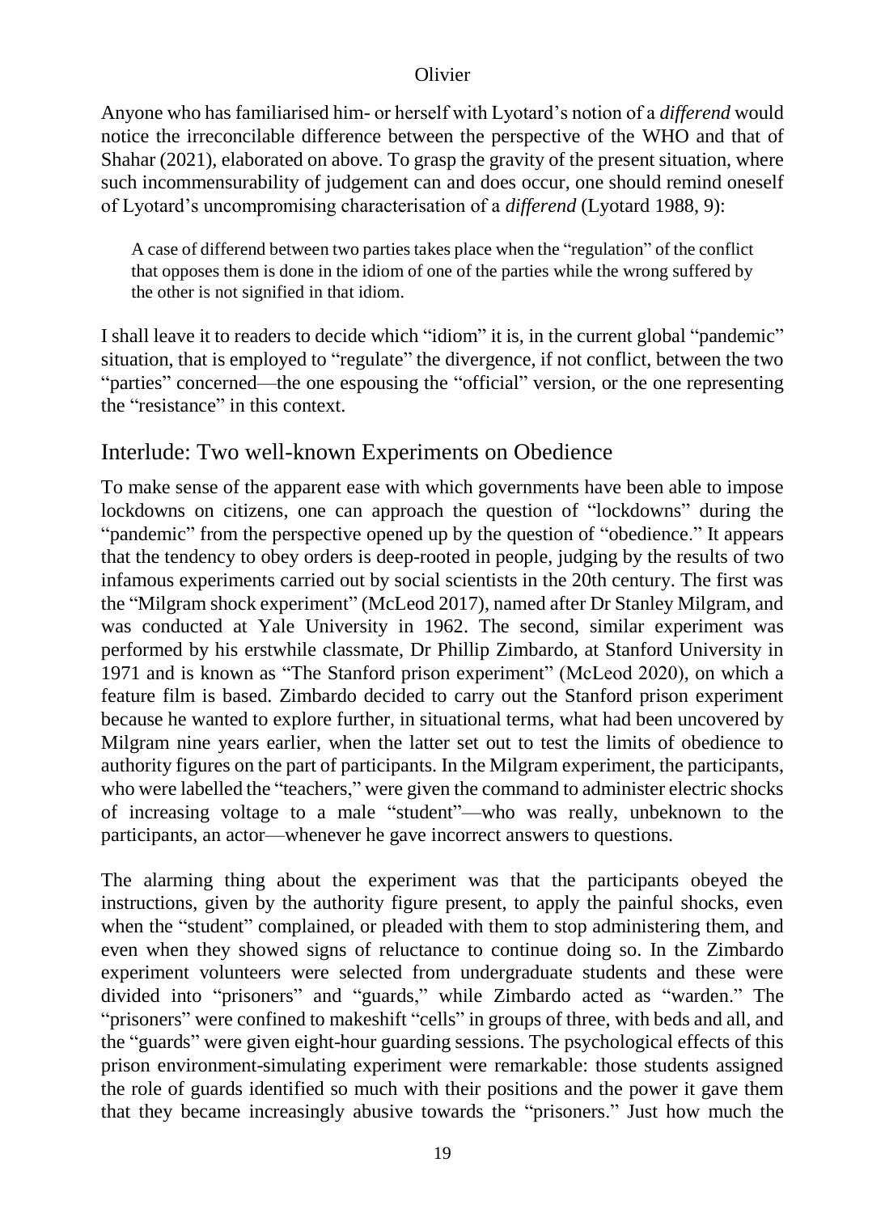Anyone who has familiarised him- or herself with Lyotard's notion of a *differend* would notice the irreconcilable difference between the perspective of the WHO and that of Shahar (2021), elaborated on above. To grasp the gravity of the present situation, where such incommensurability of judgement can and does occur, one should remind oneself of Lyotard's uncompromising characterisation of a *differend* (Lyotard 1988, 9):

> A case of differend between two parties takes place when the "regulation" of the conflict that opposes them is done in the idiom of one of the parties while the wrong suffered by the other is not signified in that idiom.

I shall leave it to readers to decide which "idiom" it is, in the current global "pandemic" situation, that is employed to "regulate" the divergence, if not conflict, between the two "parties" concerned—the one espousing the "official" version, or the one representing the "resistance" in this context.

## Interlude: Two well-known Experiments on Obedience

To make sense of the apparent ease with which governments have been able to impose lockdowns on citizens, one can approach the question of "lockdowns" during the "pandemic" from the perspective opened up by the question of "obedience." It appears that the tendency to obey orders is deep-rooted in people, judging by the results of two infamous experiments carried out by social scientists in the 20th century. The first was the "Milgram shock experiment" (McLeod 2017), named after Dr Stanley Milgram, and was conducted at Yale University in 1962. The second, similar experiment was performed by his erstwhile classmate, Dr Phillip Zimbardo, at Stanford University in 1971 and is known as "The Stanford prison experiment" (McLeod 2020), on which a feature film is based. Zimbardo decided to carry out the Stanford prison experiment because he wanted to explore further, in situational terms, what had been uncovered by Milgram nine years earlier, when the latter set out to test the limits of obedience to authority figures on the part of participants. In the Milgram experiment, the participants, who were labelled the "teachers," were given the command to administer electric shocks of increasing voltage to a male "student"—who was really, unbeknown to the participants, an actor—whenever he gave incorrect answers to questions.

The alarming thing about the experiment was that the participants obeyed the instructions, given by the authority figure present, to apply the painful shocks, even when the "student" complained, or pleaded with them to stop administering them, and even when they showed signs of reluctance to continue doing so. In the Zimbardo experiment volunteers were selected from undergraduate students and these were divided into "prisoners" and "guards," while Zimbardo acted as "warden." The "prisoners" were confined to makeshift "cells" in groups of three, with beds and all, and the "guards" were given eight-hour guarding sessions. The psychological effects of this prison environment-simulating experiment were remarkable: those students assigned the role of guards identified so much with their positions and the power it gave them that they became increasingly abusive towards the "prisoners." Just how much the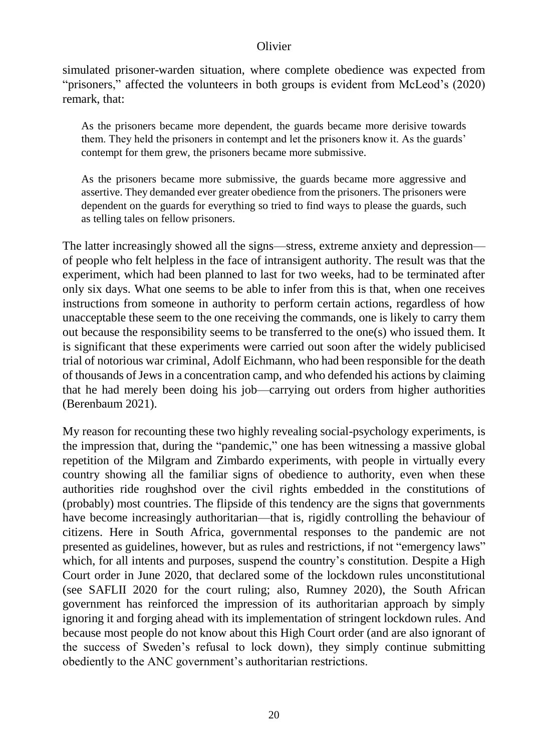simulated prisoner-warden situation, where complete obedience was expected from "prisoners," affected the volunteers in both groups is evident from McLeod's (2020) remark, that:

> As the prisoners became more dependent, the guards became more derisive towards them. They held the prisoners in contempt and let the prisoners know it. As the guards' contempt for them grew, the prisoners became more submissive.
>
> As the prisoners became more submissive, the guards became more aggressive and assertive. They demanded ever greater obedience from the prisoners. The prisoners were dependent on the guards for everything so tried to find ways to please the guards, such as telling tales on fellow prisoners.

The latter increasingly showed all the signs—stress, extreme anxiety and depression—of people who felt helpless in the face of intransigent authority. The result was that the experiment, which had been planned to last for two weeks, had to be terminated after only six days. What one seems to be able to infer from this is that, when one receives instructions from someone in authority to perform certain actions, regardless of how unacceptable these seem to the one receiving the commands, one is likely to carry them out because the responsibility seems to be transferred to the one(s) who issued them. It is significant that these experiments were carried out soon after the widely publicised trial of notorious war criminal, Adolf Eichmann, who had been responsible for the death of thousands of Jews in a concentration camp, and who defended his actions by claiming that he had merely been doing his job—carrying out orders from higher authorities (Berenbaum 2021).

My reason for recounting these two highly revealing social-psychology experiments, is the impression that, during the "pandemic," one has been witnessing a massive global repetition of the Milgram and Zimbardo experiments, with people in virtually every country showing all the familiar signs of obedience to authority, even when these authorities ride roughshod over the civil rights embedded in the constitutions of (probably) most countries. The flipside of this tendency are the signs that governments have become increasingly authoritarian—that is, rigidly controlling the behaviour of citizens. Here in South Africa, governmental responses to the pandemic are not presented as guidelines, however, but as rules and restrictions, if not "emergency laws" which, for all intents and purposes, suspend the country's constitution. Despite a High Court order in June 2020, that declared some of the lockdown rules unconstitutional (see SAFLII 2020 for the court ruling; also, Rumney 2020), the South African government has reinforced the impression of its authoritarian approach by simply ignoring it and forging ahead with its implementation of stringent lockdown rules. And because most people do not know about this High Court order (and are also ignorant of the success of Sweden's refusal to lock down), they simply continue submitting obediently to the ANC government's authoritarian restrictions.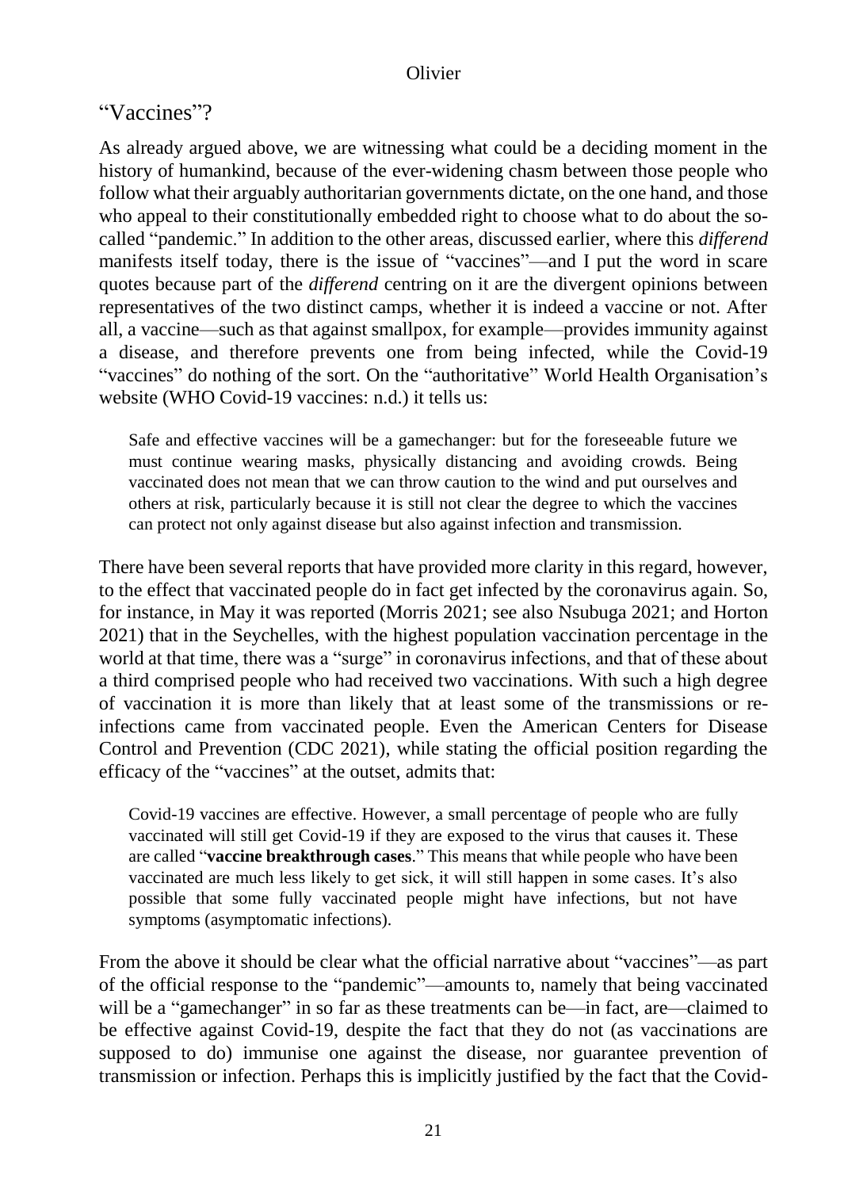## "Vaccines"?

As already argued above, we are witnessing what could be a deciding moment in the history of humankind, because of the ever-widening chasm between those people who follow what their arguably authoritarian governments dictate, on the one hand, and those who appeal to their constitutionally embedded right to choose what to do about the so-called "pandemic." In addition to the other areas, discussed earlier, where this *differend* manifests itself today, there is the issue of "vaccines"—and I put the word in scare quotes because part of the *differend* centring on it are the divergent opinions between representatives of the two distinct camps, whether it is indeed a vaccine or not. After all, a vaccine—such as that against smallpox, for example—provides immunity against a disease, and therefore prevents one from being infected, while the Covid-19 "vaccines" do nothing of the sort. On the "authoritative" World Health Organisation's website (WHO Covid-19 vaccines: n.d.) it tells us:

> Safe and effective vaccines will be a gamechanger: but for the foreseeable future we must continue wearing masks, physically distancing and avoiding crowds. Being vaccinated does not mean that we can throw caution to the wind and put ourselves and others at risk, particularly because it is still not clear the degree to which the vaccines can protect not only against disease but also against infection and transmission.

There have been several reports that have provided more clarity in this regard, however, to the effect that vaccinated people do in fact get infected by the coronavirus again. So, for instance, in May it was reported (Morris 2021; see also Nsubuga 2021; and Horton 2021) that in the Seychelles, with the highest population vaccination percentage in the world at that time, there was a "surge" in coronavirus infections, and that of these about a third comprised people who had received two vaccinations. With such a high degree of vaccination it is more than likely that at least some of the transmissions or re-infections came from vaccinated people. Even the American Centers for Disease Control and Prevention (CDC 2021), while stating the official position regarding the efficacy of the "vaccines" at the outset, admits that:

> Covid-19 vaccines are effective. However, a small percentage of people who are fully vaccinated will still get Covid-19 if they are exposed to the virus that causes it. These are called "**vaccine breakthrough cases**." This means that while people who have been vaccinated are much less likely to get sick, it will still happen in some cases. It's also possible that some fully vaccinated people might have infections, but not have symptoms (asymptomatic infections).

From the above it should be clear what the official narrative about "vaccines"—as part of the official response to the "pandemic"—amounts to, namely that being vaccinated will be a "gamechanger" in so far as these treatments can be—in fact, are—claimed to be effective against Covid-19, despite the fact that they do not (as vaccinations are supposed to do) immunise one against the disease, nor guarantee prevention of transmission or infection. Perhaps this is implicitly justified by the fact that the Covid-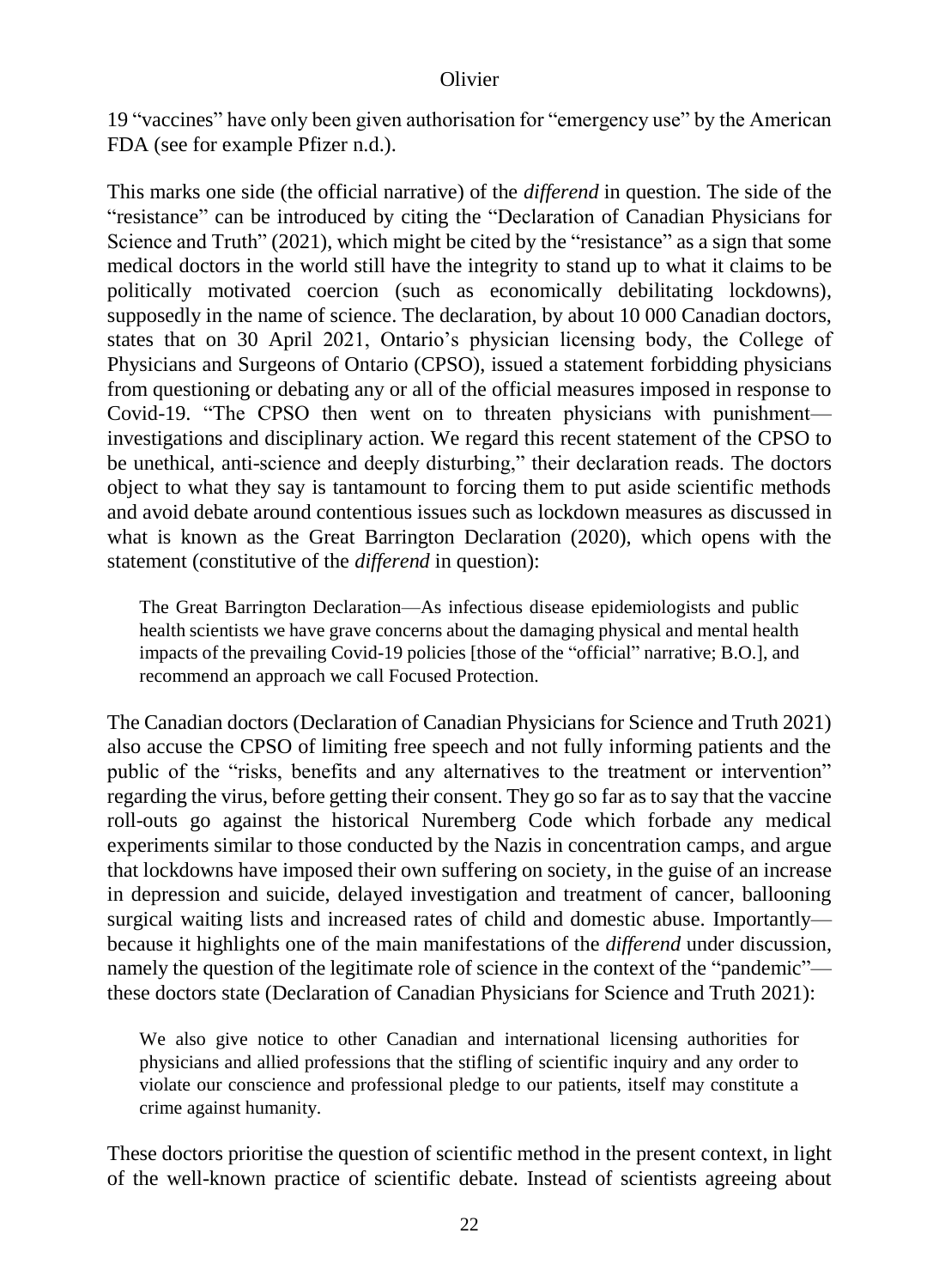19 "vaccines" have only been given authorisation for "emergency use" by the American FDA (see for example Pfizer n.d.).

This marks one side (the official narrative) of the *differend* in question. The side of the "resistance" can be introduced by citing the "Declaration of Canadian Physicians for Science and Truth" (2021), which might be cited by the "resistance" as a sign that some medical doctors in the world still have the integrity to stand up to what it claims to be politically motivated coercion (such as economically debilitating lockdowns), supposedly in the name of science. The declaration, by about 10 000 Canadian doctors, states that on 30 April 2021, Ontario's physician licensing body, the College of Physicians and Surgeons of Ontario (CPSO), issued a statement forbidding physicians from questioning or debating any or all of the official measures imposed in response to Covid-19. "The CPSO then went on to threaten physicians with punishment—investigations and disciplinary action. We regard this recent statement of the CPSO to be unethical, anti-science and deeply disturbing," their declaration reads. The doctors object to what they say is tantamount to forcing them to put aside scientific methods and avoid debate around contentious issues such as lockdown measures as discussed in what is known as the Great Barrington Declaration (2020), which opens with the statement (constitutive of the *differend* in question):

> The Great Barrington Declaration—As infectious disease epidemiologists and public health scientists we have grave concerns about the damaging physical and mental health impacts of the prevailing Covid-19 policies [those of the "official" narrative; B.O.], and recommend an approach we call Focused Protection.

The Canadian doctors (Declaration of Canadian Physicians for Science and Truth 2021) also accuse the CPSO of limiting free speech and not fully informing patients and the public of the "risks, benefits and any alternatives to the treatment or intervention" regarding the virus, before getting their consent. They go so far as to say that the vaccine roll-outs go against the historical Nuremberg Code which forbade any medical experiments similar to those conducted by the Nazis in concentration camps, and argue that lockdowns have imposed their own suffering on society, in the guise of an increase in depression and suicide, delayed investigation and treatment of cancer, ballooning surgical waiting lists and increased rates of child and domestic abuse. Importantly—because it highlights one of the main manifestations of the *differend* under discussion, namely the question of the legitimate role of science in the context of the "pandemic"—these doctors state (Declaration of Canadian Physicians for Science and Truth 2021):

> We also give notice to other Canadian and international licensing authorities for physicians and allied professions that the stifling of scientific inquiry and any order to violate our conscience and professional pledge to our patients, itself may constitute a crime against humanity.

These doctors prioritise the question of scientific method in the present context, in light of the well-known practice of scientific debate. Instead of scientists agreeing about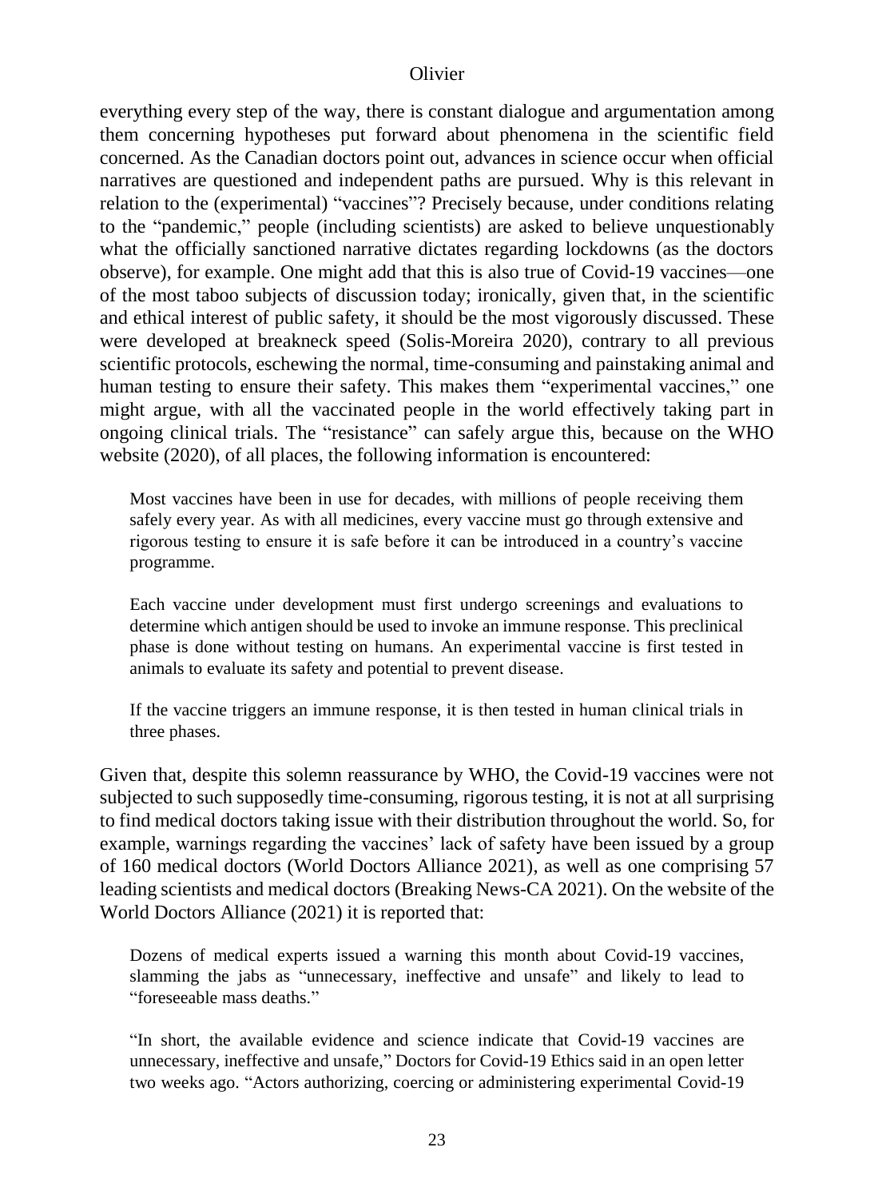everything every step of the way, there is constant dialogue and argumentation among them concerning hypotheses put forward about phenomena in the scientific field concerned. As the Canadian doctors point out, advances in science occur when official narratives are questioned and independent paths are pursued. Why is this relevant in relation to the (experimental) "vaccines"? Precisely because, under conditions relating to the "pandemic," people (including scientists) are asked to believe unquestionably what the officially sanctioned narrative dictates regarding lockdowns (as the doctors observe), for example. One might add that this is also true of Covid-19 vaccines—one of the most taboo subjects of discussion today; ironically, given that, in the scientific and ethical interest of public safety, it should be the most vigorously discussed. These were developed at breakneck speed (Solis-Moreira 2020), contrary to all previous scientific protocols, eschewing the normal, time-consuming and painstaking animal and human testing to ensure their safety. This makes them "experimental vaccines," one might argue, with all the vaccinated people in the world effectively taking part in ongoing clinical trials. The "resistance" can safely argue this, because on the WHO website (2020), of all places, the following information is encountered:

> Most vaccines have been in use for decades, with millions of people receiving them safely every year. As with all medicines, every vaccine must go through extensive and rigorous testing to ensure it is safe before it can be introduced in a country's vaccine programme.
>
> Each vaccine under development must first undergo screenings and evaluations to determine which antigen should be used to invoke an immune response. This preclinical phase is done without testing on humans. An experimental vaccine is first tested in animals to evaluate its safety and potential to prevent disease.
>
> If the vaccine triggers an immune response, it is then tested in human clinical trials in three phases.

Given that, despite this solemn reassurance by WHO, the Covid-19 vaccines were not subjected to such supposedly time-consuming, rigorous testing, it is not at all surprising to find medical doctors taking issue with their distribution throughout the world. So, for example, warnings regarding the vaccines' lack of safety have been issued by a group of 160 medical doctors (World Doctors Alliance 2021), as well as one comprising 57 leading scientists and medical doctors (Breaking News-CA 2021). On the website of the World Doctors Alliance (2021) it is reported that:

> Dozens of medical experts issued a warning this month about Covid-19 vaccines, slamming the jabs as "unnecessary, ineffective and unsafe" and likely to lead to "foreseeable mass deaths."
>
> "In short, the available evidence and science indicate that Covid-19 vaccines are unnecessary, ineffective and unsafe," Doctors for Covid-19 Ethics said in an open letter two weeks ago. "Actors authorizing, coercing or administering experimental Covid-19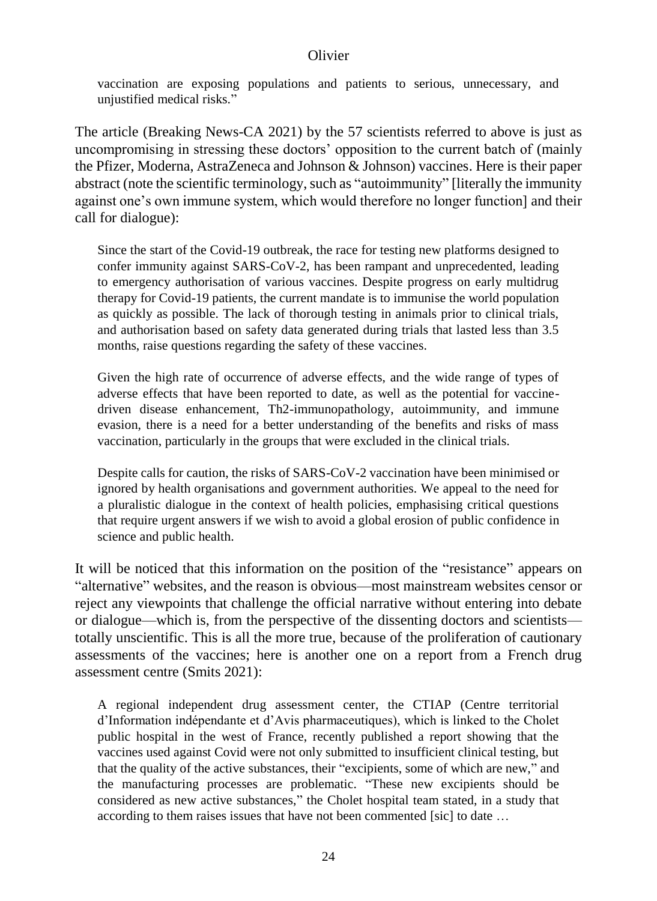vaccination are exposing populations and patients to serious, unnecessary, and unjustified medical risks."

The article (Breaking News-CA 2021) by the 57 scientists referred to above is just as uncompromising in stressing these doctors' opposition to the current batch of (mainly the Pfizer, Moderna, AstraZeneca and Johnson & Johnson) vaccines. Here is their paper abstract (note the scientific terminology, such as "autoimmunity" [literally the immunity against one's own immune system, which would therefore no longer function] and their call for dialogue):

> Since the start of the Covid-19 outbreak, the race for testing new platforms designed to confer immunity against SARS-CoV-2, has been rampant and unprecedented, leading to emergency authorisation of various vaccines. Despite progress on early multidrug therapy for Covid-19 patients, the current mandate is to immunise the world population as quickly as possible. The lack of thorough testing in animals prior to clinical trials, and authorisation based on safety data generated during trials that lasted less than 3.5 months, raise questions regarding the safety of these vaccines.
>
> Given the high rate of occurrence of adverse effects, and the wide range of types of adverse effects that have been reported to date, as well as the potential for vaccine-driven disease enhancement, Th2-immunopathology, autoimmunity, and immune evasion, there is a need for a better understanding of the benefits and risks of mass vaccination, particularly in the groups that were excluded in the clinical trials.
>
> Despite calls for caution, the risks of SARS-CoV-2 vaccination have been minimised or ignored by health organisations and government authorities. We appeal to the need for a pluralistic dialogue in the context of health policies, emphasising critical questions that require urgent answers if we wish to avoid a global erosion of public confidence in science and public health.

It will be noticed that this information on the position of the "resistance" appears on "alternative" websites, and the reason is obvious—most mainstream websites censor or reject any viewpoints that challenge the official narrative without entering into debate or dialogue—which is, from the perspective of the dissenting doctors and scientists—totally unscientific. This is all the more true, because of the proliferation of cautionary assessments of the vaccines; here is another one on a report from a French drug assessment centre (Smits 2021):

> A regional independent drug assessment center, the CTIAP (Centre territorial d'Information indépendante et d'Avis pharmaceutiques), which is linked to the Cholet public hospital in the west of France, recently published a report showing that the vaccines used against Covid were not only submitted to insufficient clinical testing, but that the quality of the active substances, their "excipients, some of which are new," and the manufacturing processes are problematic. "These new excipients should be considered as new active substances," the Cholet hospital team stated, in a study that according to them raises issues that have not been commented [sic] to date …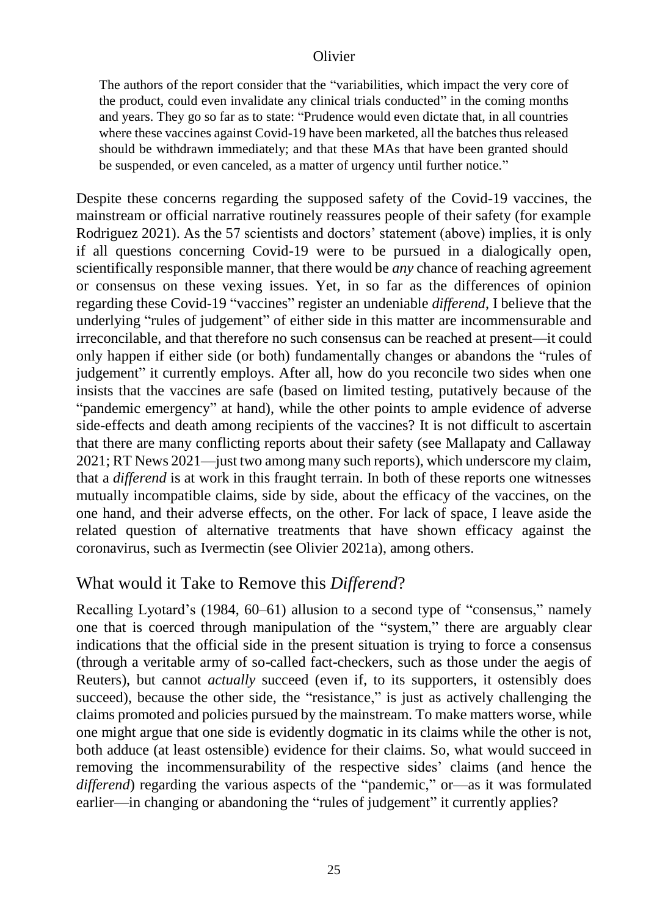> The authors of the report consider that the "variabilities, which impact the very core of the product, could even invalidate any clinical trials conducted" in the coming months and years. They go so far as to state: "Prudence would even dictate that, in all countries where these vaccines against Covid-19 have been marketed, all the batches thus released should be withdrawn immediately; and that these MAs that have been granted should be suspended, or even canceled, as a matter of urgency until further notice."

Despite these concerns regarding the supposed safety of the Covid-19 vaccines, the mainstream or official narrative routinely reassures people of their safety (for example Rodriguez 2021). As the 57 scientists and doctors' statement (above) implies, it is only if all questions concerning Covid-19 were to be pursued in a dialogically open, scientifically responsible manner, that there would be *any* chance of reaching agreement or consensus on these vexing issues. Yet, in so far as the differences of opinion regarding these Covid-19 "vaccines" register an undeniable *differend*, I believe that the underlying "rules of judgement" of either side in this matter are incommensurable and irreconcilable, and that therefore no such consensus can be reached at present—it could only happen if either side (or both) fundamentally changes or abandons the "rules of judgement" it currently employs. After all, how do you reconcile two sides when one insists that the vaccines are safe (based on limited testing, putatively because of the "pandemic emergency" at hand), while the other points to ample evidence of adverse side-effects and death among recipients of the vaccines? It is not difficult to ascertain that there are many conflicting reports about their safety (see Mallapaty and Callaway 2021; RT News 2021—just two among many such reports), which underscore my claim, that a *differend* is at work in this fraught terrain. In both of these reports one witnesses mutually incompatible claims, side by side, about the efficacy of the vaccines, on the one hand, and their adverse effects, on the other. For lack of space, I leave aside the related question of alternative treatments that have shown efficacy against the coronavirus, such as Ivermectin (see Olivier 2021a), among others.

## What would it Take to Remove this *Differend*?

Recalling Lyotard's (1984, 60–61) allusion to a second type of "consensus," namely one that is coerced through manipulation of the "system," there are arguably clear indications that the official side in the present situation is trying to force a consensus (through a veritable army of so-called fact-checkers, such as those under the aegis of Reuters), but cannot *actually* succeed (even if, to its supporters, it ostensibly does succeed), because the other side, the "resistance," is just as actively challenging the claims promoted and policies pursued by the mainstream. To make matters worse, while one might argue that one side is evidently dogmatic in its claims while the other is not, both adduce (at least ostensible) evidence for their claims. So, what would succeed in removing the incommensurability of the respective sides' claims (and hence the *differend*) regarding the various aspects of the "pandemic," or—as it was formulated earlier—in changing or abandoning the "rules of judgement" it currently applies?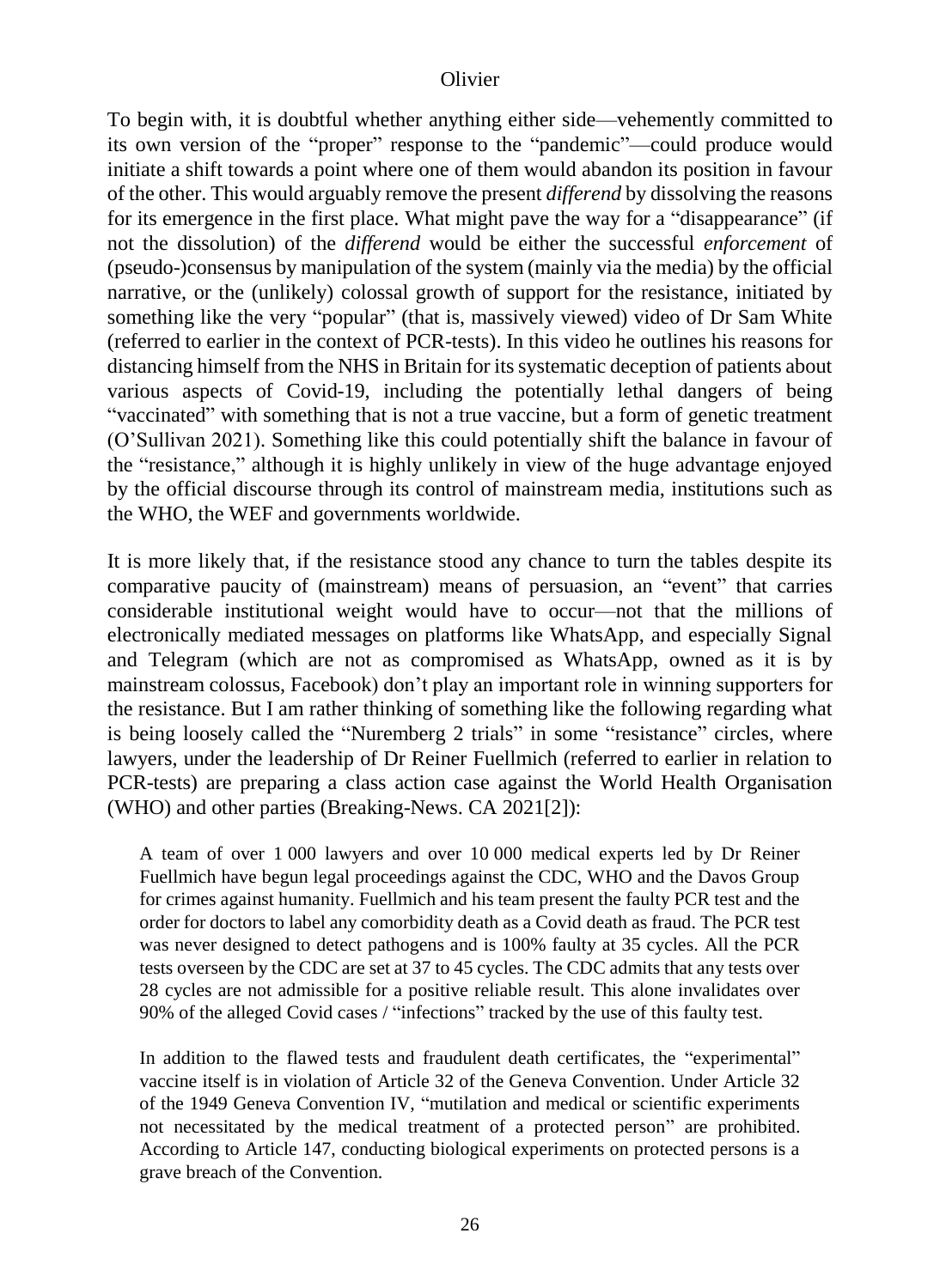To begin with, it is doubtful whether anything either side—vehemently committed to its own version of the "proper" response to the "pandemic"—could produce would initiate a shift towards a point where one of them would abandon its position in favour of the other. This would arguably remove the present *differend* by dissolving the reasons for its emergence in the first place. What might pave the way for a "disappearance" (if not the dissolution) of the *differend* would be either the successful *enforcement* of (pseudo-)consensus by manipulation of the system (mainly via the media) by the official narrative, or the (unlikely) colossal growth of support for the resistance, initiated by something like the very "popular" (that is, massively viewed) video of Dr Sam White (referred to earlier in the context of PCR-tests). In this video he outlines his reasons for distancing himself from the NHS in Britain for its systematic deception of patients about various aspects of Covid-19, including the potentially lethal dangers of being "vaccinated" with something that is not a true vaccine, but a form of genetic treatment (O'Sullivan 2021). Something like this could potentially shift the balance in favour of the "resistance," although it is highly unlikely in view of the huge advantage enjoyed by the official discourse through its control of mainstream media, institutions such as the WHO, the WEF and governments worldwide.

It is more likely that, if the resistance stood any chance to turn the tables despite its comparative paucity of (mainstream) means of persuasion, an "event" that carries considerable institutional weight would have to occur—not that the millions of electronically mediated messages on platforms like WhatsApp, and especially Signal and Telegram (which are not as compromised as WhatsApp, owned as it is by mainstream colossus, Facebook) don't play an important role in winning supporters for the resistance. But I am rather thinking of something like the following regarding what is being loosely called the "Nuremberg 2 trials" in some "resistance" circles, where lawyers, under the leadership of Dr Reiner Fuellmich (referred to earlier in relation to PCR-tests) are preparing a class action case against the World Health Organisation (WHO) and other parties (Breaking-News. CA 2021[2]):

> A team of over 1 000 lawyers and over 10 000 medical experts led by Dr Reiner Fuellmich have begun legal proceedings against the CDC, WHO and the Davos Group for crimes against humanity. Fuellmich and his team present the faulty PCR test and the order for doctors to label any comorbidity death as a Covid death as fraud. The PCR test was never designed to detect pathogens and is 100% faulty at 35 cycles. All the PCR tests overseen by the CDC are set at 37 to 45 cycles. The CDC admits that any tests over 28 cycles are not admissible for a positive reliable result. This alone invalidates over 90% of the alleged Covid cases / "infections" tracked by the use of this faulty test.
>
> In addition to the flawed tests and fraudulent death certificates, the "experimental" vaccine itself is in violation of Article 32 of the Geneva Convention. Under Article 32 of the 1949 Geneva Convention IV, "mutilation and medical or scientific experiments not necessitated by the medical treatment of a protected person" are prohibited. According to Article 147, conducting biological experiments on protected persons is a grave breach of the Convention.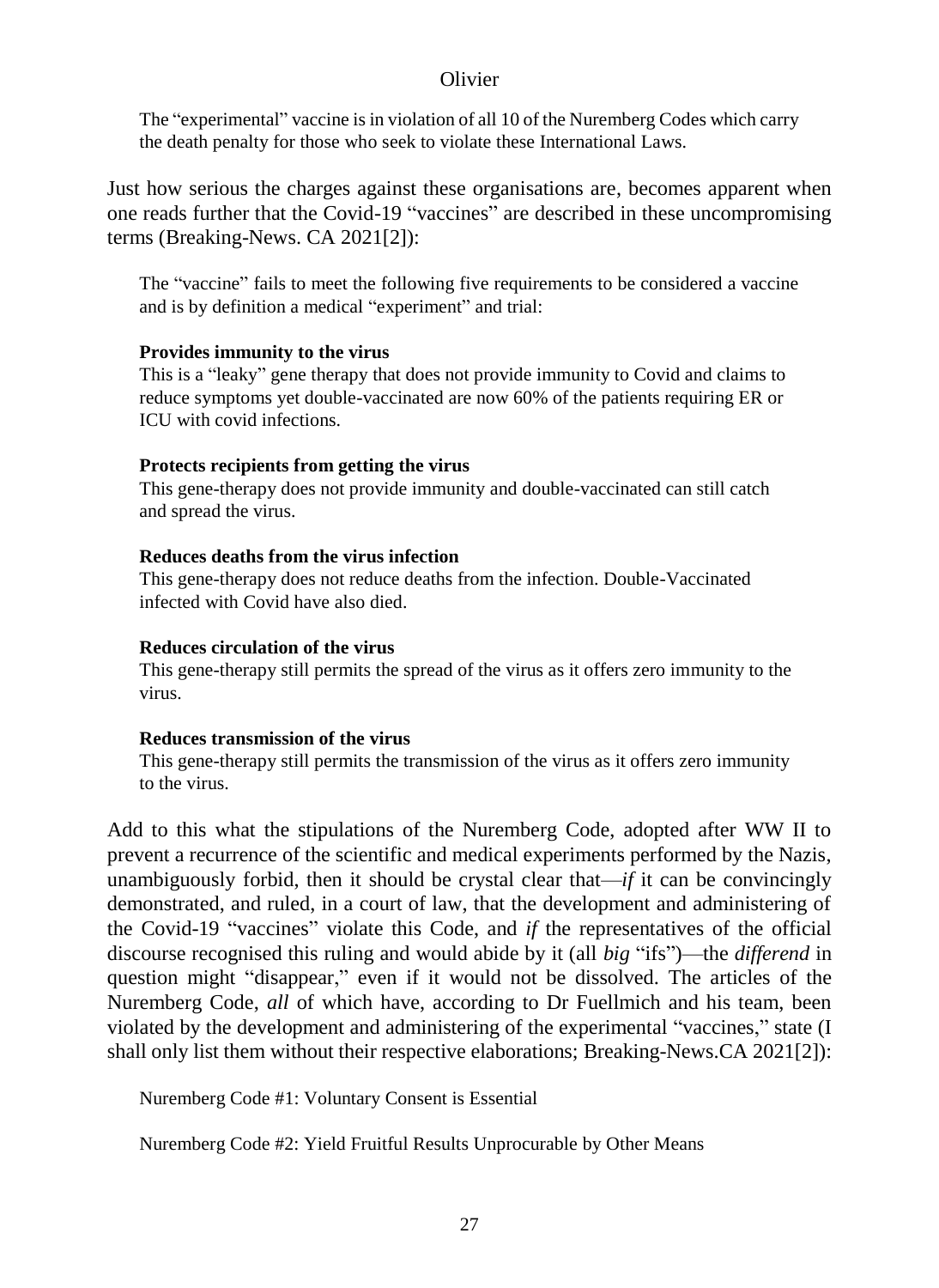> The "experimental" vaccine is in violation of all 10 of the Nuremberg Codes which carry the death penalty for those who seek to violate these International Laws.

Just how serious the charges against these organisations are, becomes apparent when one reads further that the Covid-19 "vaccines" are described in these uncompromising terms (Breaking-News. CA 2021[2]):

> The "vaccine" fails to meet the following five requirements to be considered a vaccine and is by definition a medical "experiment" and trial:
>
> **Provides immunity to the virus**
> This is a "leaky" gene therapy that does not provide immunity to Covid and claims to reduce symptoms yet double-vaccinated are now 60% of the patients requiring ER or ICU with covid infections.
>
> **Protects recipients from getting the virus**
> This gene-therapy does not provide immunity and double-vaccinated can still catch and spread the virus.
>
> **Reduces deaths from the virus infection**
> This gene-therapy does not reduce deaths from the infection. Double-Vaccinated infected with Covid have also died.
>
> **Reduces circulation of the virus**
> This gene-therapy still permits the spread of the virus as it offers zero immunity to the virus.
>
> **Reduces transmission of the virus**
> This gene-therapy still permits the transmission of the virus as it offers zero immunity to the virus.

Add to this what the stipulations of the Nuremberg Code, adopted after WW II to prevent a recurrence of the scientific and medical experiments performed by the Nazis, unambiguously forbid, then it should be crystal clear that—*if* it can be convincingly demonstrated, and ruled, in a court of law, that the development and administering of the Covid-19 "vaccines" violate this Code, and *if* the representatives of the official discourse recognised this ruling and would abide by it (all *big* "ifs")—the *differend* in question might "disappear," even if it would not be dissolved. The articles of the Nuremberg Code, *all* of which have, according to Dr Fuellmich and his team, been violated by the development and administering of the experimental "vaccines," state (I shall only list them without their respective elaborations; Breaking-News.CA 2021[2]):

> Nuremberg Code #1: Voluntary Consent is Essential
>
> Nuremberg Code #2: Yield Fruitful Results Unprocurable by Other Means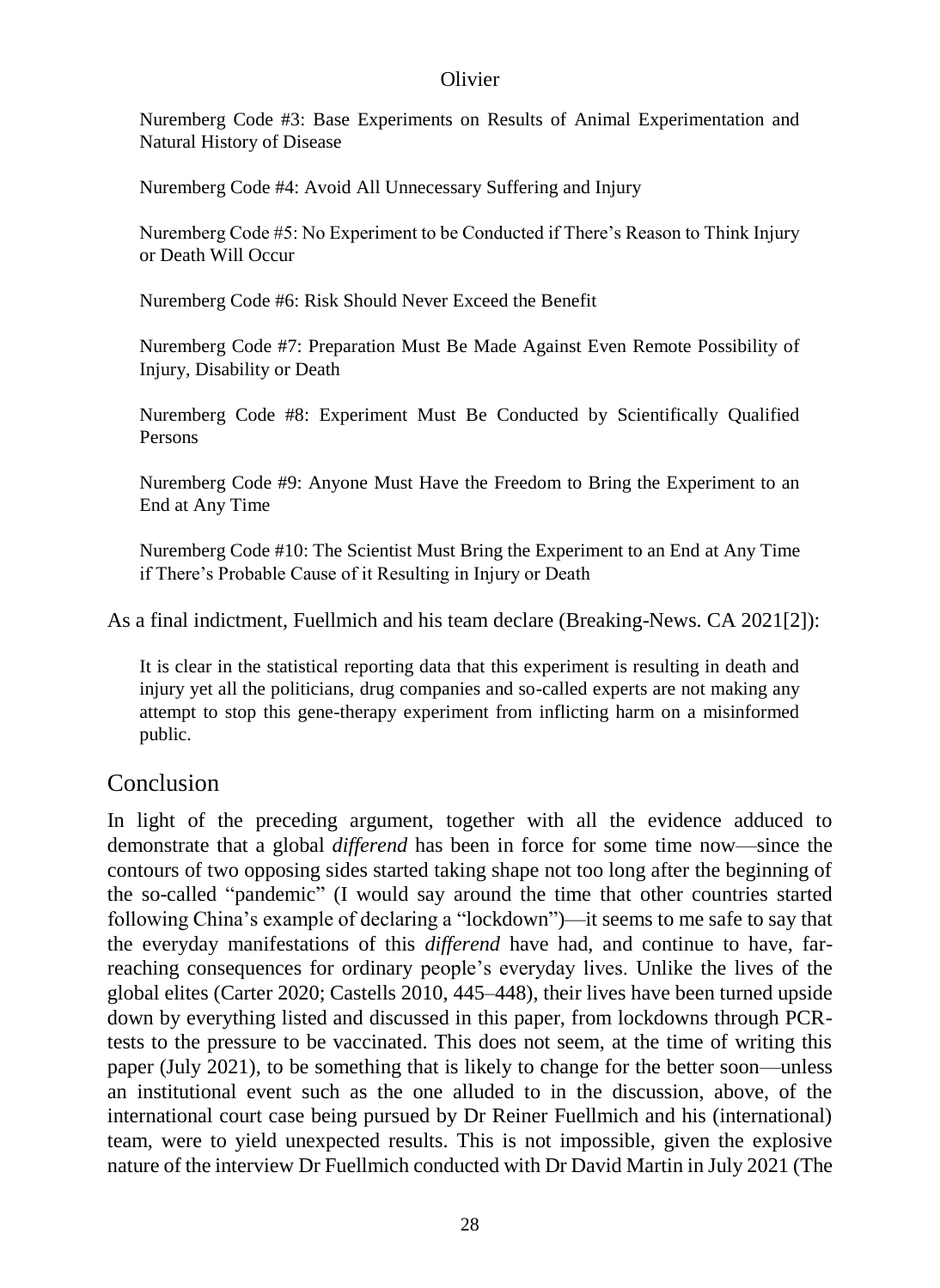> Nuremberg Code #3: Base Experiments on Results of Animal Experimentation and Natural History of Disease
>
> Nuremberg Code #4: Avoid All Unnecessary Suffering and Injury
>
> Nuremberg Code #5: No Experiment to be Conducted if There's Reason to Think Injury or Death Will Occur
>
> Nuremberg Code #6: Risk Should Never Exceed the Benefit
>
> Nuremberg Code #7: Preparation Must Be Made Against Even Remote Possibility of Injury, Disability or Death
>
> Nuremberg Code #8: Experiment Must Be Conducted by Scientifically Qualified Persons
>
> Nuremberg Code #9: Anyone Must Have the Freedom to Bring the Experiment to an End at Any Time
>
> Nuremberg Code #10: The Scientist Must Bring the Experiment to an End at Any Time if There's Probable Cause of it Resulting in Injury or Death

As a final indictment, Fuellmich and his team declare (Breaking-News. CA 2021[2]):

> It is clear in the statistical reporting data that this experiment is resulting in death and injury yet all the politicians, drug companies and so-called experts are not making any attempt to stop this gene-therapy experiment from inflicting harm on a misinformed public.

## Conclusion

In light of the preceding argument, together with all the evidence adduced to demonstrate that a global *differend* has been in force for some time now—since the contours of two opposing sides started taking shape not too long after the beginning of the so-called "pandemic" (I would say around the time that other countries started following China's example of declaring a "lockdown")—it seems to me safe to say that the everyday manifestations of this *differend* have had, and continue to have, far-reaching consequences for ordinary people's everyday lives. Unlike the lives of the global elites (Carter 2020; Castells 2010, 445–448), their lives have been turned upside down by everything listed and discussed in this paper, from lockdowns through PCR-tests to the pressure to be vaccinated. This does not seem, at the time of writing this paper (July 2021), to be something that is likely to change for the better soon—unless an institutional event such as the one alluded to in the discussion, above, of the international court case being pursued by Dr Reiner Fuellmich and his (international) team, were to yield unexpected results. This is not impossible, given the explosive nature of the interview Dr Fuellmich conducted with Dr David Martin in July 2021 (The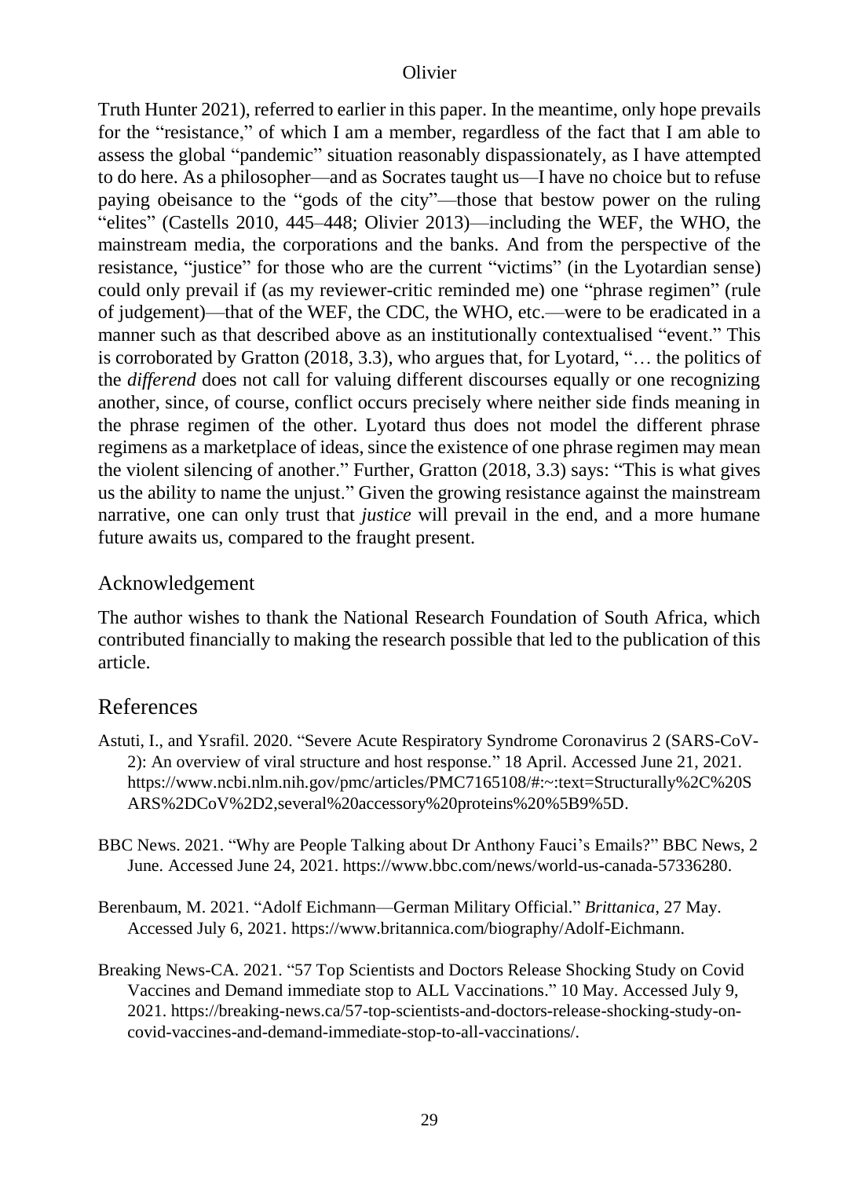Truth Hunter 2021), referred to earlier in this paper. In the meantime, only hope prevails for the "resistance," of which I am a member, regardless of the fact that I am able to assess the global "pandemic" situation reasonably dispassionately, as I have attempted to do here. As a philosopher—and as Socrates taught us—I have no choice but to refuse paying obeisance to the "gods of the city"—those that bestow power on the ruling "elites" (Castells 2010, 445–448; Olivier 2013)—including the WEF, the WHO, the mainstream media, the corporations and the banks. And from the perspective of the resistance, "justice" for those who are the current "victims" (in the Lyotardian sense) could only prevail if (as my reviewer-critic reminded me) one "phrase regimen" (rule of judgement)—that of the WEF, the CDC, the WHO, etc.—were to be eradicated in a manner such as that described above as an institutionally contextualised "event." This is corroborated by Gratton (2018, 3.3), who argues that, for Lyotard, "… the politics of the *differend* does not call for valuing different discourses equally or one recognizing another, since, of course, conflict occurs precisely where neither side finds meaning in the phrase regimen of the other. Lyotard thus does not model the different phrase regimens as a marketplace of ideas, since the existence of one phrase regimen may mean the violent silencing of another." Further, Gratton (2018, 3.3) says: "This is what gives us the ability to name the unjust." Given the growing resistance against the mainstream narrative, one can only trust that *justice* will prevail in the end, and a more humane future awaits us, compared to the fraught present.

## Acknowledgement

The author wishes to thank the National Research Foundation of South Africa, which contributed financially to making the research possible that led to the publication of this article.

## References

Astuti, I., and Ysrafil. 2020. "Severe Acute Respiratory Syndrome Coronavirus 2 (SARS-CoV-2): An overview of viral structure and host response." 18 April. Accessed June 21, 2021. https://www.ncbi.nlm.nih.gov/pmc/articles/PMC7165108/#:~:text=Structurally%2C%20SARS%2DCoV%2D2,several%20accessory%20proteins%20%5B9%5D.

BBC News. 2021. "Why are People Talking about Dr Anthony Fauci's Emails?" BBC News, 2 June. Accessed June 24, 2021. https://www.bbc.com/news/world-us-canada-57336280.

Berenbaum, M. 2021. "Adolf Eichmann—German Military Official." *Brittanica*, 27 May. Accessed July 6, 2021. https://www.britannica.com/biography/Adolf-Eichmann.

Breaking News-CA. 2021. "57 Top Scientists and Doctors Release Shocking Study on Covid Vaccines and Demand immediate stop to ALL Vaccinations." 10 May. Accessed July 9, 2021. https://breaking-news.ca/57-top-scientists-and-doctors-release-shocking-study-on-covid-vaccines-and-demand-immediate-stop-to-all-vaccinations/.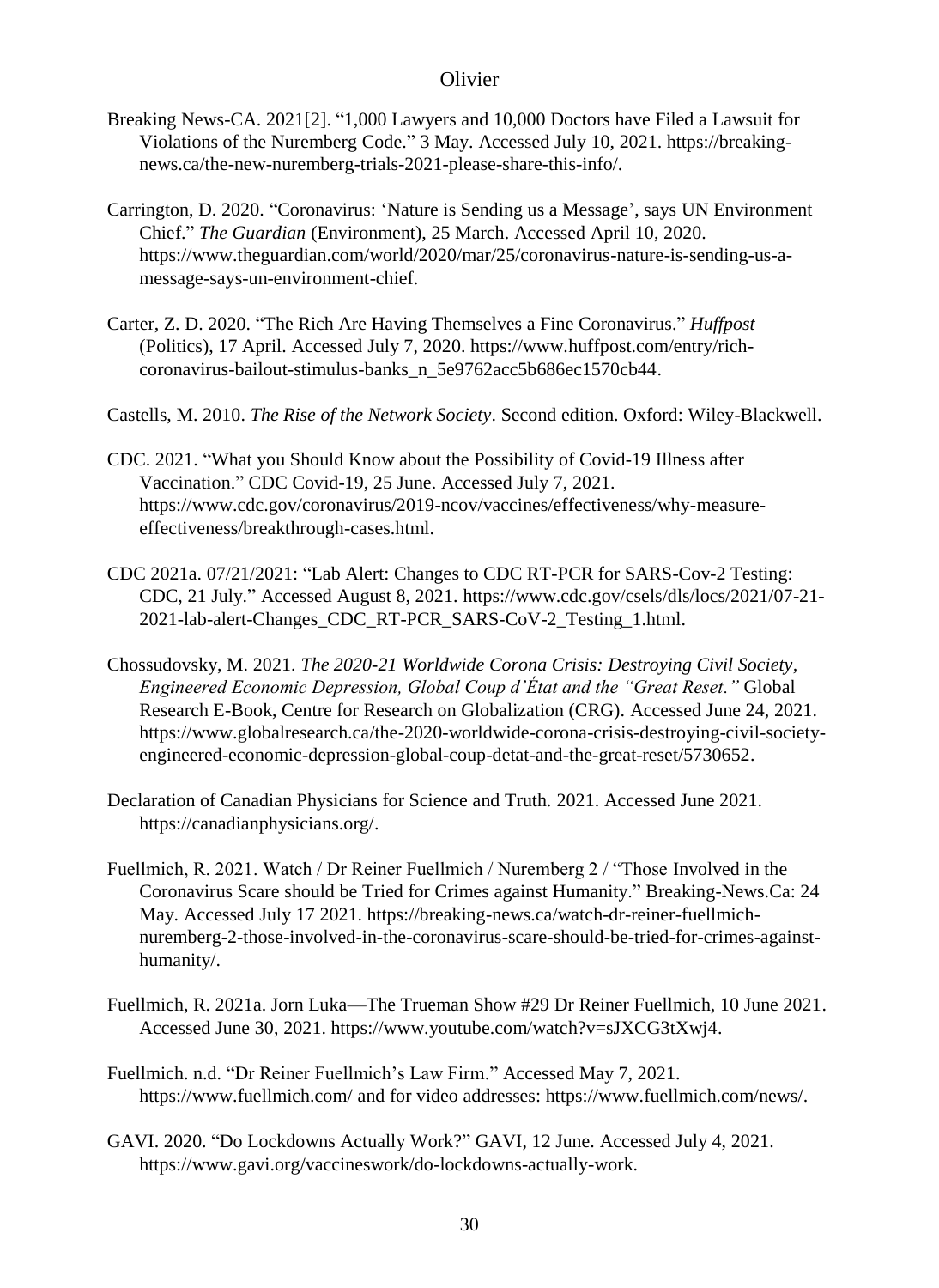Breaking News-CA. 2021[2]. "1,000 Lawyers and 10,000 Doctors have Filed a Lawsuit for Violations of the Nuremberg Code." 3 May. Accessed July 10, 2021. https://breaking-news.ca/the-new-nuremberg-trials-2021-please-share-this-info/.

Carrington, D. 2020. "Coronavirus: 'Nature is Sending us a Message', says UN Environment Chief." *The Guardian* (Environment), 25 March. Accessed April 10, 2020. https://www.theguardian.com/world/2020/mar/25/coronavirus-nature-is-sending-us-a-message-says-un-environment-chief.

Carter, Z. D. 2020. "The Rich Are Having Themselves a Fine Coronavirus." *Huffpost* (Politics), 17 April. Accessed July 7, 2020. https://www.huffpost.com/entry/rich-coronavirus-bailout-stimulus-banks_n_5e9762acc5b686ec1570cb44.

Castells, M. 2010. *The Rise of the Network Society*. Second edition. Oxford: Wiley-Blackwell.

CDC. 2021. "What you Should Know about the Possibility of Covid-19 Illness after Vaccination." CDC Covid-19, 25 June. Accessed July 7, 2021. https://www.cdc.gov/coronavirus/2019-ncov/vaccines/effectiveness/why-measure-effectiveness/breakthrough-cases.html.

CDC 2021a. 07/21/2021: "Lab Alert: Changes to CDC RT-PCR for SARS-Cov-2 Testing: CDC, 21 July." Accessed August 8, 2021. https://www.cdc.gov/csels/dls/locs/2021/07-21-2021-lab-alert-Changes_CDC_RT-PCR_SARS-CoV-2_Testing_1.html.

Chossudovsky, M. 2021. *The 2020-21 Worldwide Corona Crisis: Destroying Civil Society, Engineered Economic Depression, Global Coup d'État and the "Great Reset."* Global Research E-Book, Centre for Research on Globalization (CRG). Accessed June 24, 2021. https://www.globalresearch.ca/the-2020-worldwide-corona-crisis-destroying-civil-society-engineered-economic-depression-global-coup-detat-and-the-great-reset/5730652.

Declaration of Canadian Physicians for Science and Truth. 2021. Accessed June 2021. https://canadianphysicians.org/.

Fuellmich, R. 2021. Watch / Dr Reiner Fuellmich / Nuremberg 2 / "Those Involved in the Coronavirus Scare should be Tried for Crimes against Humanity." Breaking-News.Ca: 24 May. Accessed July 17 2021. https://breaking-news.ca/watch-dr-reiner-fuellmich-nuremberg-2-those-involved-in-the-coronavirus-scare-should-be-tried-for-crimes-against-humanity/.

Fuellmich, R. 2021a. Jorn Luka—The Trueman Show #29 Dr Reiner Fuellmich, 10 June 2021. Accessed June 30, 2021. https://www.youtube.com/watch?v=sJXCG3tXwj4.

Fuellmich. n.d. "Dr Reiner Fuellmich's Law Firm." Accessed May 7, 2021. https://www.fuellmich.com/ and for video addresses: https://www.fuellmich.com/news/.

GAVI. 2020. "Do Lockdowns Actually Work?" GAVI, 12 June. Accessed July 4, 2021. https://www.gavi.org/vaccineswork/do-lockdowns-actually-work.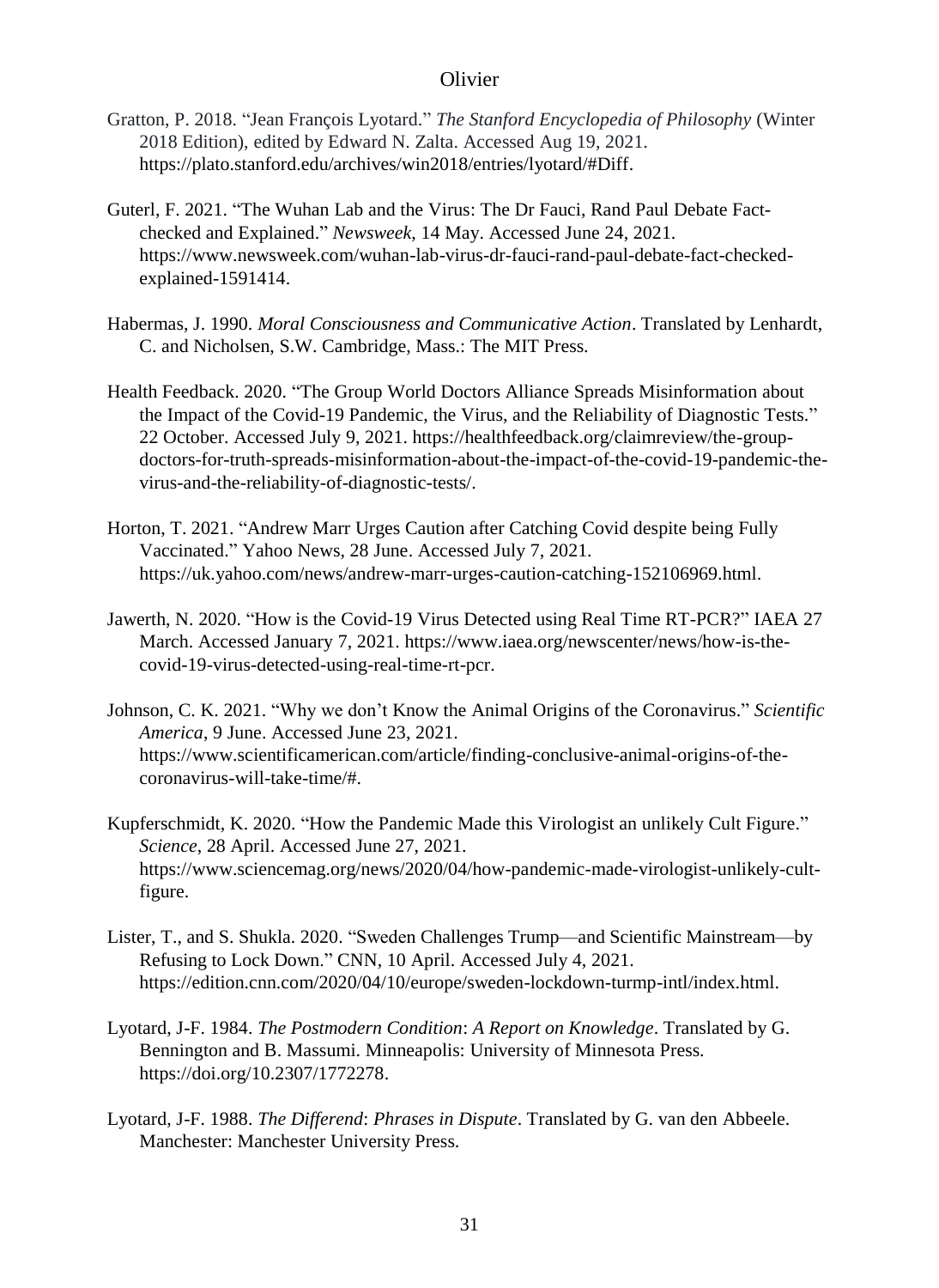Gratton, P. 2018. "Jean François Lyotard." *The Stanford Encyclopedia of Philosophy* (Winter 2018 Edition), edited by Edward N. Zalta. Accessed Aug 19, 2021. https://plato.stanford.edu/archives/win2018/entries/lyotard/#Diff.

Guterl, F. 2021. "The Wuhan Lab and the Virus: The Dr Fauci, Rand Paul Debate Fact-checked and Explained." *Newsweek*, 14 May. Accessed June 24, 2021. https://www.newsweek.com/wuhan-lab-virus-dr-fauci-rand-paul-debate-fact-checked-explained-1591414.

Habermas, J. 1990. *Moral Consciousness and Communicative Action*. Translated by Lenhardt, C. and Nicholsen, S.W. Cambridge, Mass.: The MIT Press.

Health Feedback. 2020. "The Group World Doctors Alliance Spreads Misinformation about the Impact of the Covid-19 Pandemic, the Virus, and the Reliability of Diagnostic Tests." 22 October. Accessed July 9, 2021. https://healthfeedback.org/claimreview/the-group-doctors-for-truth-spreads-misinformation-about-the-impact-of-the-covid-19-pandemic-the-virus-and-the-reliability-of-diagnostic-tests/.

Horton, T. 2021. "Andrew Marr Urges Caution after Catching Covid despite being Fully Vaccinated." Yahoo News, 28 June. Accessed July 7, 2021. https://uk.yahoo.com/news/andrew-marr-urges-caution-catching-152106969.html.

Jawerth, N. 2020. "How is the Covid-19 Virus Detected using Real Time RT-PCR?" IAEA 27 March. Accessed January 7, 2021. https://www.iaea.org/newscenter/news/how-is-the-covid-19-virus-detected-using-real-time-rt-pcr.

Johnson, C. K. 2021. "Why we don't Know the Animal Origins of the Coronavirus." *Scientific America*, 9 June. Accessed June 23, 2021. https://www.scientificamerican.com/article/finding-conclusive-animal-origins-of-the-coronavirus-will-take-time/#.

Kupferschmidt, K. 2020. "How the Pandemic Made this Virologist an unlikely Cult Figure." *Science*, 28 April. Accessed June 27, 2021. https://www.sciencemag.org/news/2020/04/how-pandemic-made-virologist-unlikely-cult-figure.

Lister, T., and S. Shukla. 2020. "Sweden Challenges Trump—and Scientific Mainstream—by Refusing to Lock Down." CNN, 10 April. Accessed July 4, 2021. https://edition.cnn.com/2020/04/10/europe/sweden-lockdown-turmp-intl/index.html.

Lyotard, J-F. 1984. *The Postmodern Condition*: *A Report on Knowledge*. Translated by G. Bennington and B. Massumi. Minneapolis: University of Minnesota Press. https://doi.org/10.2307/1772278.

Lyotard, J-F. 1988. *The Differend*: *Phrases in Dispute*. Translated by G. van den Abbeele. Manchester: Manchester University Press.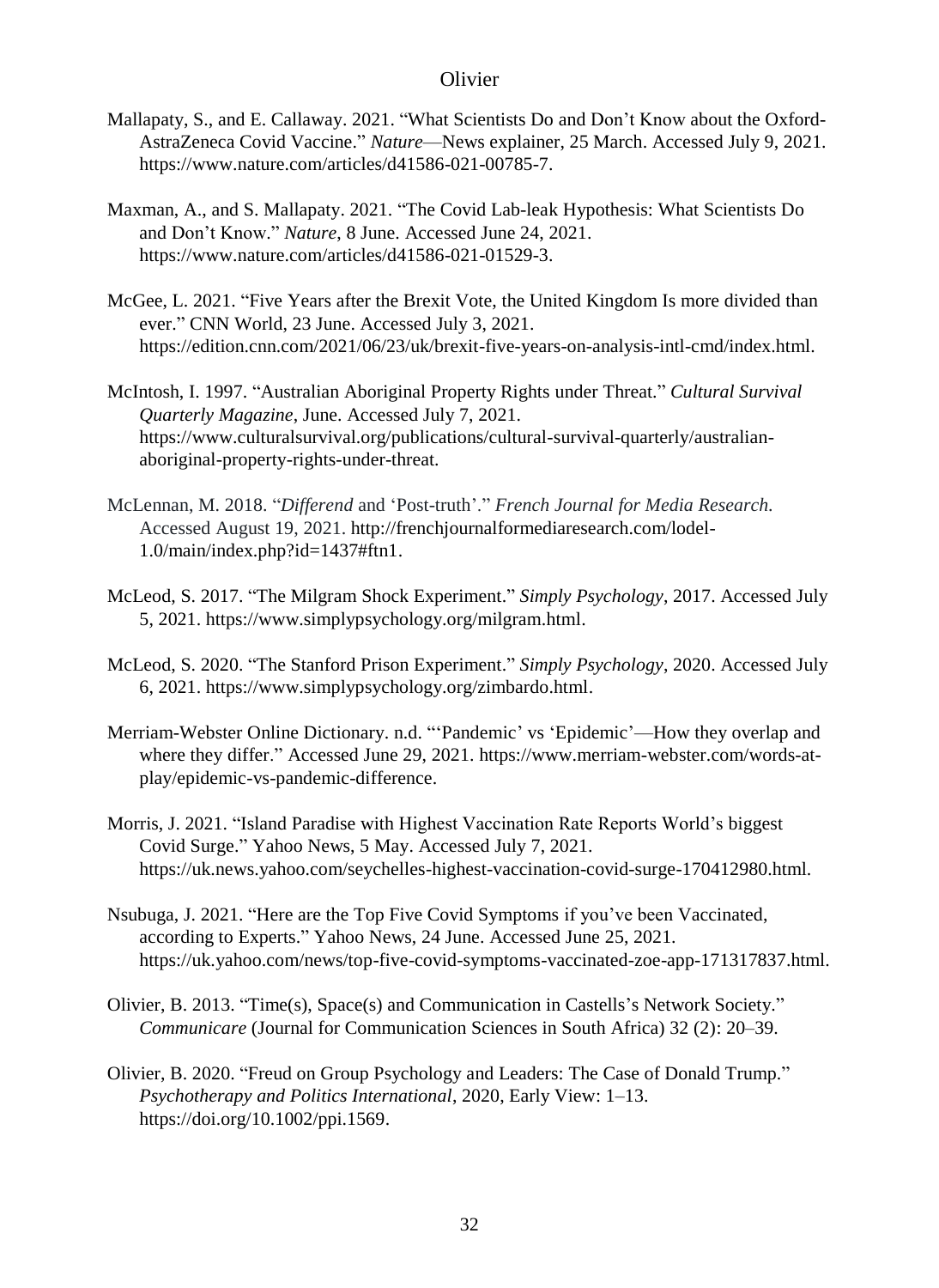Mallapaty, S., and E. Callaway. 2021. "What Scientists Do and Don't Know about the Oxford-AstraZeneca Covid Vaccine." *Nature*—News explainer, 25 March. Accessed July 9, 2021. https://www.nature.com/articles/d41586-021-00785-7.

Maxman, A., and S. Mallapaty. 2021. "The Covid Lab-leak Hypothesis: What Scientists Do and Don't Know." *Nature*, 8 June. Accessed June 24, 2021. https://www.nature.com/articles/d41586-021-01529-3.

McGee, L. 2021. "Five Years after the Brexit Vote, the United Kingdom Is more divided than ever." CNN World, 23 June. Accessed July 3, 2021. https://edition.cnn.com/2021/06/23/uk/brexit-five-years-on-analysis-intl-cmd/index.html.

McIntosh, I. 1997. "Australian Aboriginal Property Rights under Threat." *Cultural Survival Quarterly Magazine*, June. Accessed July 7, 2021. https://www.culturalsurvival.org/publications/cultural-survival-quarterly/australian-aboriginal-property-rights-under-threat.

McLennan, M. 2018. "*Differend* and 'Post-truth'." *French Journal for Media Research.* Accessed August 19, 2021. http://frenchjournalformediaresearch.com/lodel-1.0/main/index.php?id=1437#ftn1.

McLeod, S. 2017. "The Milgram Shock Experiment." *Simply Psychology*, 2017. Accessed July 5, 2021. https://www.simplypsychology.org/milgram.html.

McLeod, S. 2020. "The Stanford Prison Experiment." *Simply Psychology*, 2020. Accessed July 6, 2021. https://www.simplypsychology.org/zimbardo.html.

Merriam-Webster Online Dictionary. n.d. "'Pandemic' vs 'Epidemic'—How they overlap and where they differ." Accessed June 29, 2021. https://www.merriam-webster.com/words-at-play/epidemic-vs-pandemic-difference.

Morris, J. 2021. "Island Paradise with Highest Vaccination Rate Reports World's biggest Covid Surge." Yahoo News, 5 May. Accessed July 7, 2021. https://uk.news.yahoo.com/seychelles-highest-vaccination-covid-surge-170412980.html.

Nsubuga, J. 2021. "Here are the Top Five Covid Symptoms if you've been Vaccinated, according to Experts." Yahoo News, 24 June. Accessed June 25, 2021. https://uk.yahoo.com/news/top-five-covid-symptoms-vaccinated-zoe-app-171317837.html.

Olivier, B. 2013. "Time(s), Space(s) and Communication in Castells's Network Society." *Communicare* (Journal for Communication Sciences in South Africa) 32 (2): 20–39.

Olivier, B. 2020. "Freud on Group Psychology and Leaders: The Case of Donald Trump." *Psychotherapy and Politics International*, 2020, Early View: 1–13. https://doi.org/10.1002/ppi.1569.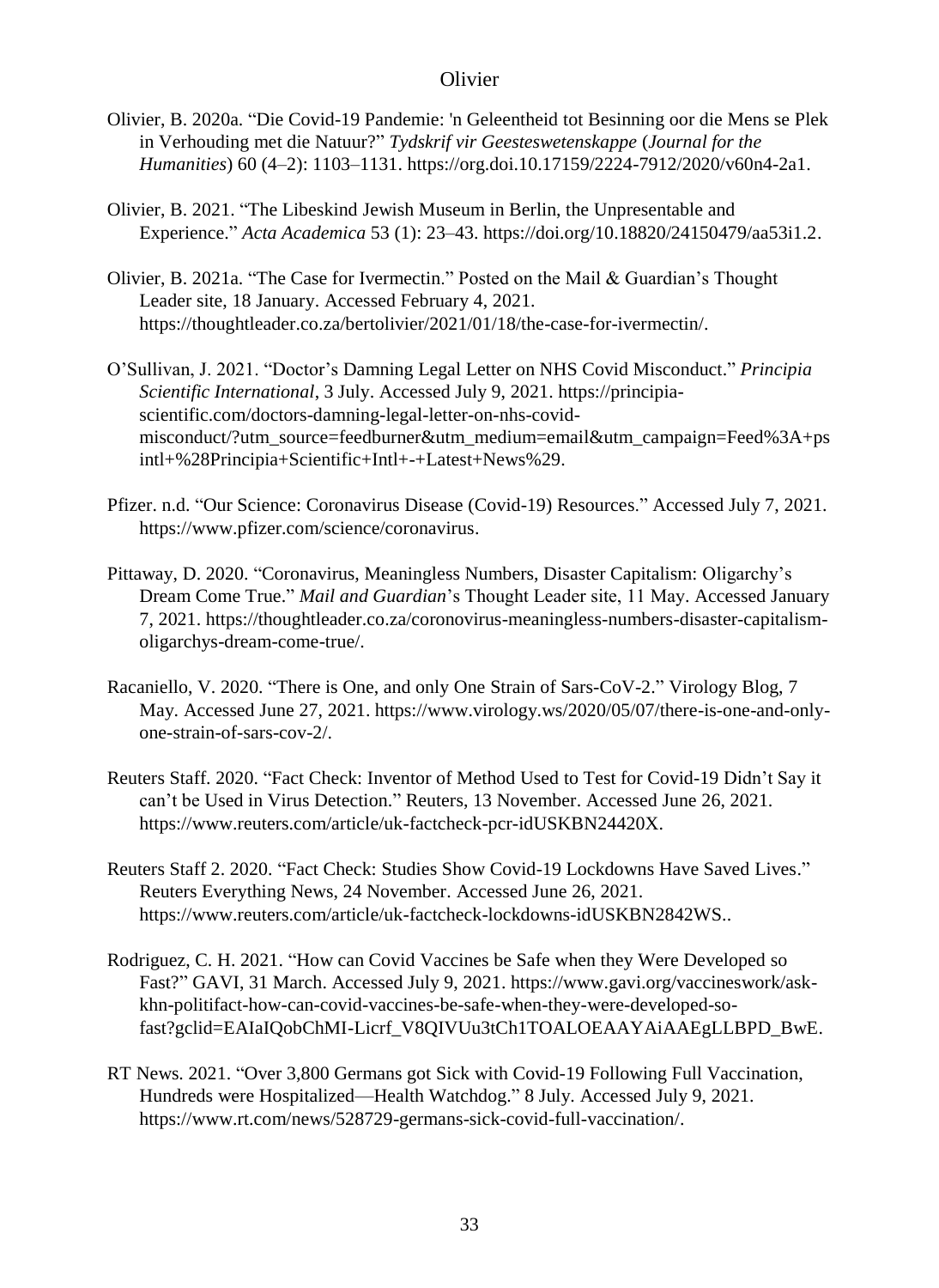Olivier, B. 2020a. “Die Covid-19 Pandemie: 'n Geleentheid tot Besinning oor die Mens se Plek in Verhouding met die Natuur?” *Tydskrif vir Geesteswetenskappe* (*Journal for the Humanities*) 60 (4–2): 1103–1131. https://org.doi.10.17159/2224-7912/2020/v60n4-2a1.

Olivier, B. 2021. “The Libeskind Jewish Museum in Berlin, the Unpresentable and Experience.” *Acta Academica* 53 (1): 23–43. https://doi.org/10.18820/24150479/aa53i1.2.

Olivier, B. 2021a. “The Case for Ivermectin.” Posted on the Mail & Guardian’s Thought Leader site, 18 January. Accessed February 4, 2021. https://thoughtleader.co.za/bertolivier/2021/01/18/the-case-for-ivermectin/.

O’Sullivan, J. 2021. “Doctor’s Damning Legal Letter on NHS Covid Misconduct.” *Principia Scientific International*, 3 July. Accessed July 9, 2021. https://principia-scientific.com/doctors-damning-legal-letter-on-nhs-covid-misconduct/?utm_source=feedburner&utm_medium=email&utm_campaign=Feed%3A+psintl+%28Principia+Scientific+Intl+-+Latest+News%29.

Pfizer. n.d. “Our Science: Coronavirus Disease (Covid-19) Resources.” Accessed July 7, 2021. https://www.pfizer.com/science/coronavirus.

Pittaway, D. 2020. “Coronavirus, Meaningless Numbers, Disaster Capitalism: Oligarchy’s Dream Come True.” *Mail and Guardian*’s Thought Leader site, 11 May. Accessed January 7, 2021. https://thoughtleader.co.za/coronovirus-meaningless-numbers-disaster-capitalism-oligarchys-dream-come-true/.

Racaniello, V. 2020. “There is One, and only One Strain of Sars-CoV-2.” Virology Blog, 7 May. Accessed June 27, 2021. https://www.virology.ws/2020/05/07/there-is-one-and-only-one-strain-of-sars-cov-2/.

Reuters Staff. 2020. “Fact Check: Inventor of Method Used to Test for Covid-19 Didn’t Say it can’t be Used in Virus Detection.” Reuters, 13 November. Accessed June 26, 2021. https://www.reuters.com/article/uk-factcheck-pcr-idUSKBN24420X.

Reuters Staff 2. 2020. “Fact Check: Studies Show Covid-19 Lockdowns Have Saved Lives.” Reuters Everything News, 24 November. Accessed June 26, 2021. https://www.reuters.com/article/uk-factcheck-lockdowns-idUSKBN2842WS..

Rodriguez, C. H. 2021. “How can Covid Vaccines be Safe when they Were Developed so Fast?” GAVI, 31 March. Accessed July 9, 2021. https://www.gavi.org/vaccineswork/ask-khn-politifact-how-can-covid-vaccines-be-safe-when-they-were-developed-so-fast?gclid=EAIaIQobChMI-Licrf_V8QIVUu3tCh1TOALOEAAYAiAAEgLLBPD_BwE.

RT News. 2021. “Over 3,800 Germans got Sick with Covid-19 Following Full Vaccination, Hundreds were Hospitalized—Health Watchdog.” 8 July. Accessed July 9, 2021. https://www.rt.com/news/528729-germans-sick-covid-full-vaccination/.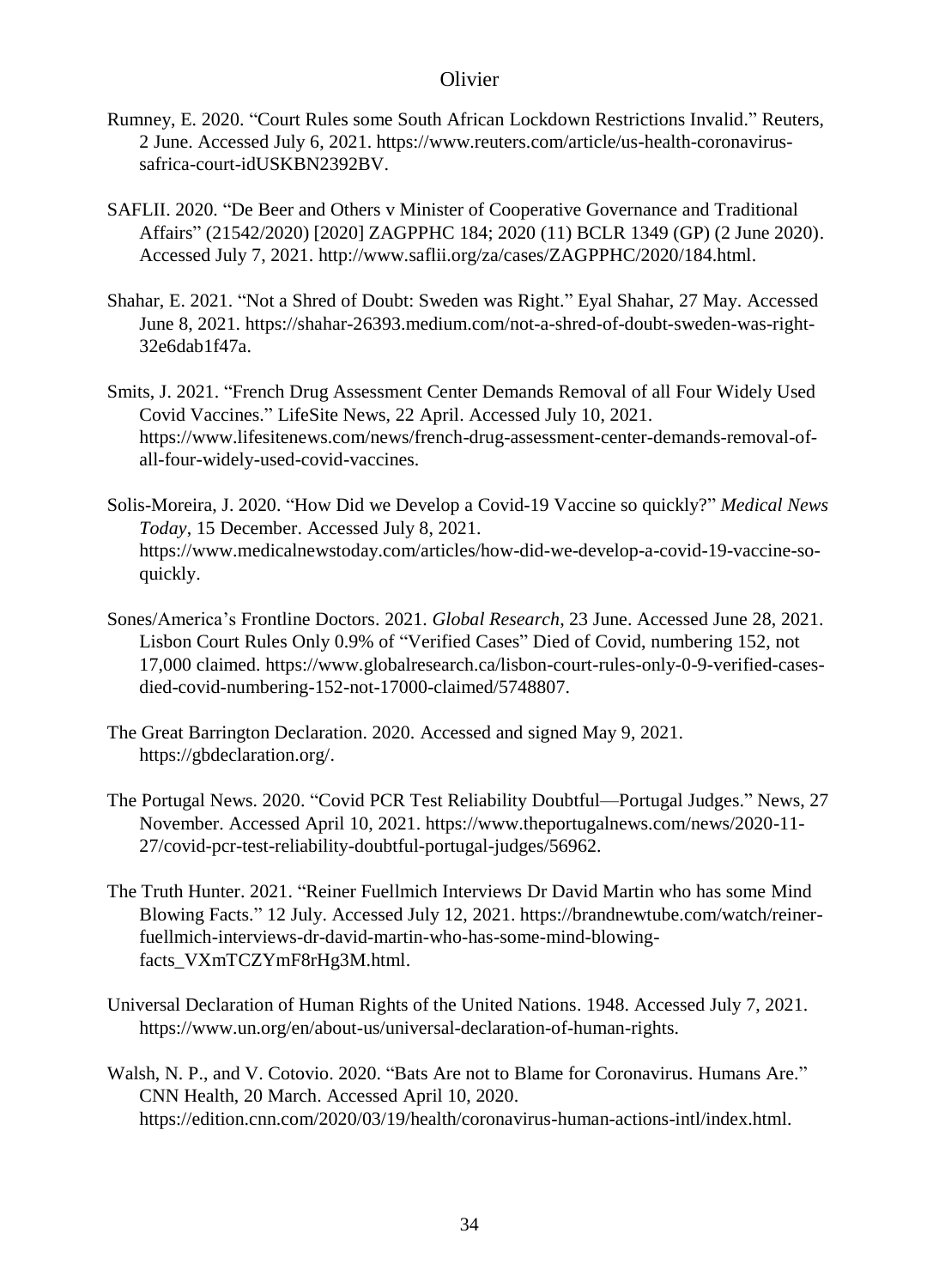Rumney, E. 2020. "Court Rules some South African Lockdown Restrictions Invalid." Reuters, 2 June. Accessed July 6, 2021. https://www.reuters.com/article/us-health-coronavirus-safrica-court-idUSKBN2392BV.

SAFLII. 2020. "De Beer and Others v Minister of Cooperative Governance and Traditional Affairs" (21542/2020) [2020] ZAGPPHC 184; 2020 (11) BCLR 1349 (GP) (2 June 2020). Accessed July 7, 2021. http://www.saflii.org/za/cases/ZAGPPHC/2020/184.html.

Shahar, E. 2021. "Not a Shred of Doubt: Sweden was Right." Eyal Shahar, 27 May. Accessed June 8, 2021. https://shahar-26393.medium.com/not-a-shred-of-doubt-sweden-was-right-32e6dab1f47a.

Smits, J. 2021. "French Drug Assessment Center Demands Removal of all Four Widely Used Covid Vaccines." LifeSite News, 22 April. Accessed July 10, 2021. https://www.lifesitenews.com/news/french-drug-assessment-center-demands-removal-of-all-four-widely-used-covid-vaccines.

Solis-Moreira, J. 2020. "How Did we Develop a Covid-19 Vaccine so quickly?" *Medical News Today*, 15 December. Accessed July 8, 2021. https://www.medicalnewstoday.com/articles/how-did-we-develop-a-covid-19-vaccine-so-quickly.

Sones/America's Frontline Doctors. 2021. *Global Research*, 23 June. Accessed June 28, 2021. Lisbon Court Rules Only 0.9% of "Verified Cases" Died of Covid, numbering 152, not 17,000 claimed. https://www.globalresearch.ca/lisbon-court-rules-only-0-9-verified-cases-died-covid-numbering-152-not-17000-claimed/5748807.

The Great Barrington Declaration. 2020. Accessed and signed May 9, 2021. https://gbdeclaration.org/.

The Portugal News. 2020. "Covid PCR Test Reliability Doubtful—Portugal Judges." News, 27 November. Accessed April 10, 2021. https://www.theportugalnews.com/news/2020-11-27/covid-pcr-test-reliability-doubtful-portugal-judges/56962.

The Truth Hunter. 2021. "Reiner Fuellmich Interviews Dr David Martin who has some Mind Blowing Facts." 12 July. Accessed July 12, 2021. https://brandnewtube.com/watch/reiner-fuellmich-interviews-dr-david-martin-who-has-some-mind-blowing-facts_VXmTCZYmF8rHg3M.html.

Universal Declaration of Human Rights of the United Nations. 1948. Accessed July 7, 2021. https://www.un.org/en/about-us/universal-declaration-of-human-rights.

Walsh, N. P., and V. Cotovio. 2020. "Bats Are not to Blame for Coronavirus. Humans Are." CNN Health, 20 March. Accessed April 10, 2020. https://edition.cnn.com/2020/03/19/health/coronavirus-human-actions-intl/index.html.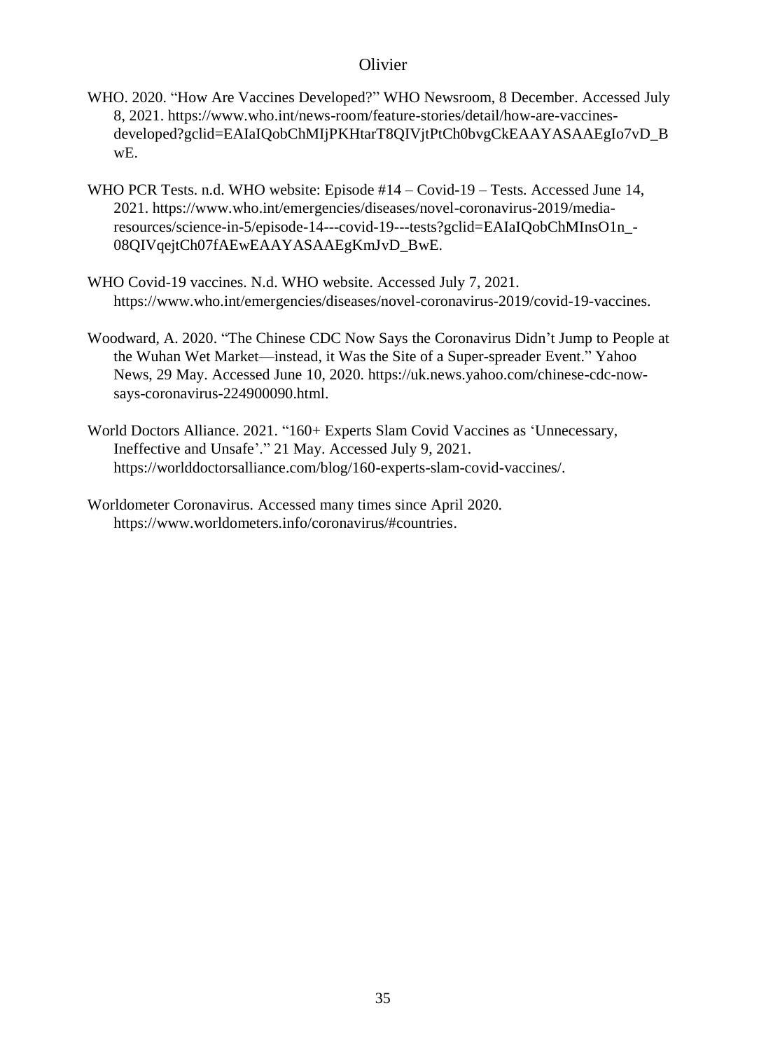WHO. 2020. "How Are Vaccines Developed?" WHO Newsroom, 8 December. Accessed July 8, 2021. https://www.who.int/news-room/feature-stories/detail/how-are-vaccines-developed?gclid=EAIaIQobChMIjPKHtarT8QIVjtPtCh0bvgCkEAAYASAAEgIo7vD_BwE.

WHO PCR Tests. n.d. WHO website: Episode #14 – Covid-19 – Tests. Accessed June 14, 2021. https://www.who.int/emergencies/diseases/novel-coronavirus-2019/media-resources/science-in-5/episode-14---covid-19---tests?gclid=EAIaIQobChMInsO1n_-08QIVqejtCh07fAEwEAAYASAAEgKmJvD_BwE.

WHO Covid-19 vaccines. N.d. WHO website. Accessed July 7, 2021. https://www.who.int/emergencies/diseases/novel-coronavirus-2019/covid-19-vaccines.

Woodward, A. 2020. "The Chinese CDC Now Says the Coronavirus Didn't Jump to People at the Wuhan Wet Market—instead, it Was the Site of a Super-spreader Event." Yahoo News, 29 May. Accessed June 10, 2020. https://uk.news.yahoo.com/chinese-cdc-now-says-coronavirus-224900090.html.

World Doctors Alliance. 2021. "160+ Experts Slam Covid Vaccines as 'Unnecessary, Ineffective and Unsafe'." 21 May. Accessed July 9, 2021. https://worlddoctorsalliance.com/blog/160-experts-slam-covid-vaccines/.

Worldometer Coronavirus. Accessed many times since April 2020. https://www.worldometers.info/coronavirus/#countries.